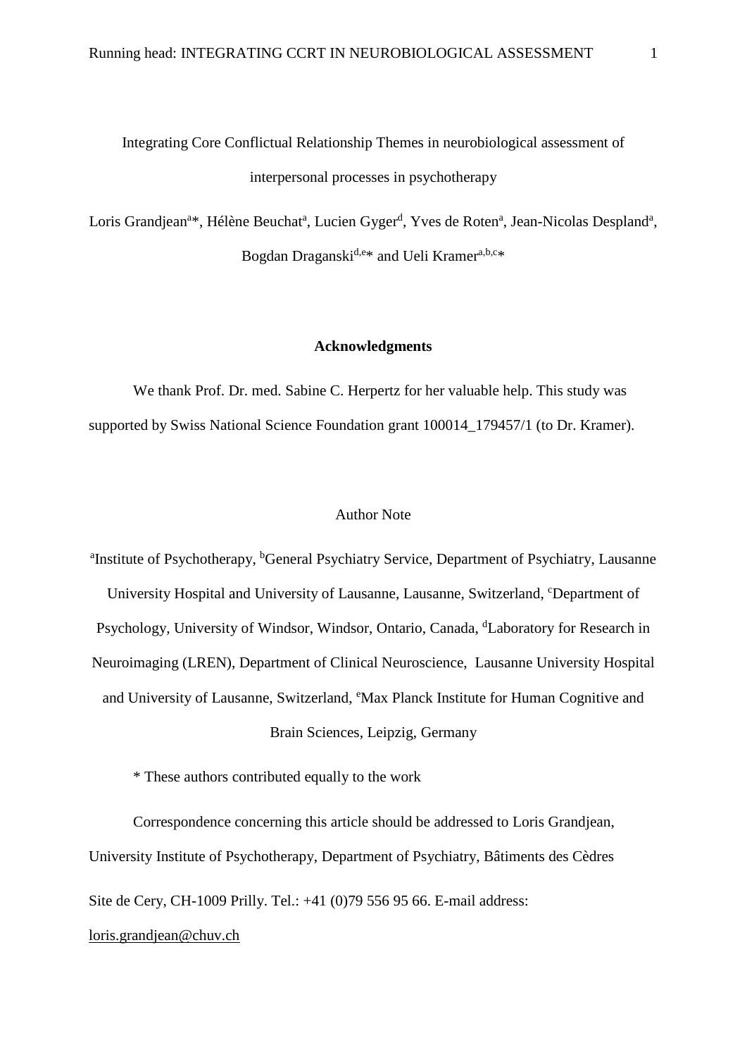# Integrating Core Conflictual Relationship Themes in neurobiological assessment of interpersonal processes in psychotherapy

Loris Grandjean[a]*, Hélène Beuchat[a], Lucien Gyger[d], Yves de Roten[a], Jean-Nicolas Despland[a], Bogdan Draganski[d,e]* and Ueli Kramer[a,b,c]*

## Acknowledgments

We thank Prof. Dr. med. Sabine C. Herpertz for her valuable help. This study was supported by Swiss National Science Foundation grant 100014_179457/1 (to Dr. Kramer).

## Author Note

[a]Institute of Psychotherapy, [b]General Psychiatry Service, Department of Psychiatry, Lausanne University Hospital and University of Lausanne, Lausanne, Switzerland, [c]Department of Psychology, University of Windsor, Windsor, Ontario, Canada, [d]Laboratory for Research in Neuroimaging (LREN), Department of Clinical Neuroscience, Lausanne University Hospital and University of Lausanne, Switzerland, [e]Max Planck Institute for Human Cognitive and Brain Sciences, Leipzig, Germany

* These authors contributed equally to the work

Correspondence concerning this article should be addressed to Loris Grandjean, University Institute of Psychotherapy, Department of Psychiatry, Bâtiments des Cèdres Site de Cery, CH-1009 Prilly. Tel.: +41 (0)79 556 95 66. E-mail address: loris.grandjean@chuv.ch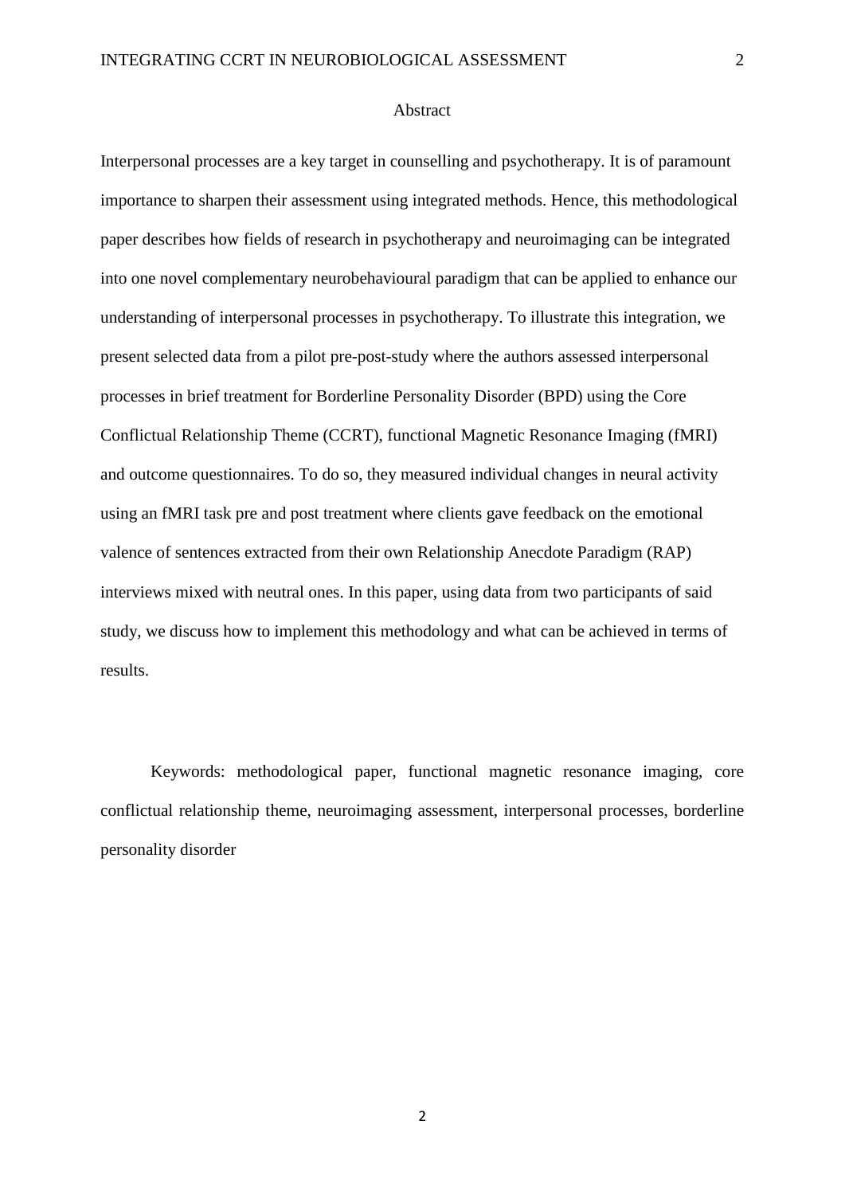## Abstract

Interpersonal processes are a key target in counselling and psychotherapy. It is of paramount importance to sharpen their assessment using integrated methods. Hence, this methodological paper describes how fields of research in psychotherapy and neuroimaging can be integrated into one novel complementary neurobehavioural paradigm that can be applied to enhance our understanding of interpersonal processes in psychotherapy. To illustrate this integration, we present selected data from a pilot pre-post-study where the authors assessed interpersonal processes in brief treatment for Borderline Personality Disorder (BPD) using the Core Conflictual Relationship Theme (CCRT), functional Magnetic Resonance Imaging (fMRI) and outcome questionnaires. To do so, they measured individual changes in neural activity using an fMRI task pre and post treatment where clients gave feedback on the emotional valence of sentences extracted from their own Relationship Anecdote Paradigm (RAP) interviews mixed with neutral ones. In this paper, using data from two participants of said study, we discuss how to implement this methodology and what can be achieved in terms of results.

Keywords: methodological paper, functional magnetic resonance imaging, core conflictual relationship theme, neuroimaging assessment, interpersonal processes, borderline personality disorder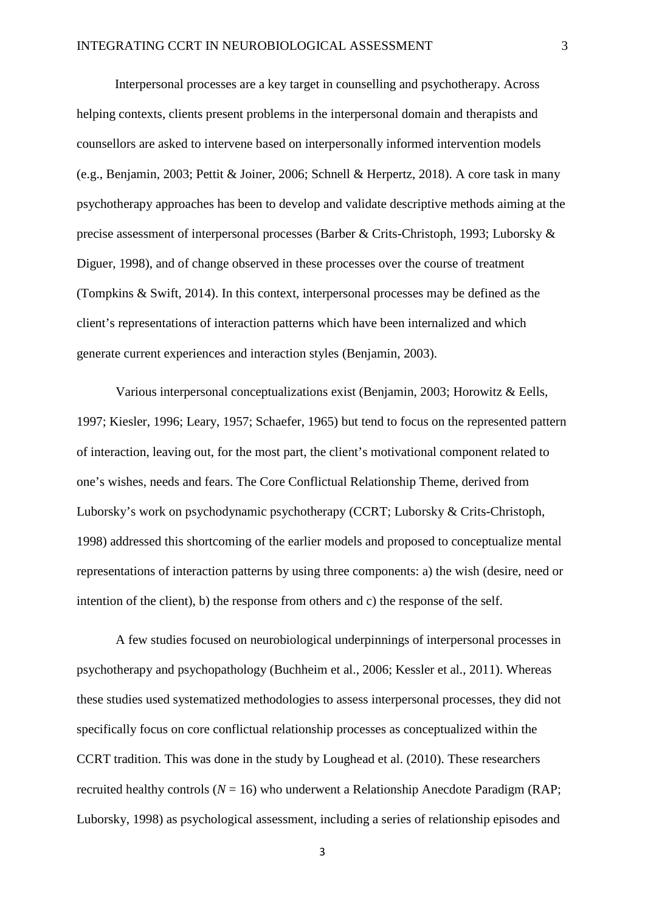Interpersonal processes are a key target in counselling and psychotherapy. Across helping contexts, clients present problems in the interpersonal domain and therapists and counsellors are asked to intervene based on interpersonally informed intervention models (e.g., Benjamin, 2003; Pettit & Joiner, 2006; Schnell & Herpertz, 2018). A core task in many psychotherapy approaches has been to develop and validate descriptive methods aiming at the precise assessment of interpersonal processes (Barber & Crits-Christoph, 1993; Luborsky & Diguer, 1998), and of change observed in these processes over the course of treatment (Tompkins & Swift, 2014). In this context, interpersonal processes may be defined as the client's representations of interaction patterns which have been internalized and which generate current experiences and interaction styles (Benjamin, 2003).

Various interpersonal conceptualizations exist (Benjamin, 2003; Horowitz & Eells, 1997; Kiesler, 1996; Leary, 1957; Schaefer, 1965) but tend to focus on the represented pattern of interaction, leaving out, for the most part, the client's motivational component related to one's wishes, needs and fears. The Core Conflictual Relationship Theme, derived from Luborsky's work on psychodynamic psychotherapy (CCRT; Luborsky & Crits-Christoph, 1998) addressed this shortcoming of the earlier models and proposed to conceptualize mental representations of interaction patterns by using three components: a) the wish (desire, need or intention of the client), b) the response from others and c) the response of the self.

A few studies focused on neurobiological underpinnings of interpersonal processes in psychotherapy and psychopathology (Buchheim et al., 2006; Kessler et al., 2011). Whereas these studies used systematized methodologies to assess interpersonal processes, they did not specifically focus on core conflictual relationship processes as conceptualized within the CCRT tradition. This was done in the study by Loughead et al. (2010). These researchers recruited healthy controls ($N = 16$) who underwent a Relationship Anecdote Paradigm (RAP; Luborsky, 1998) as psychological assessment, including a series of relationship episodes and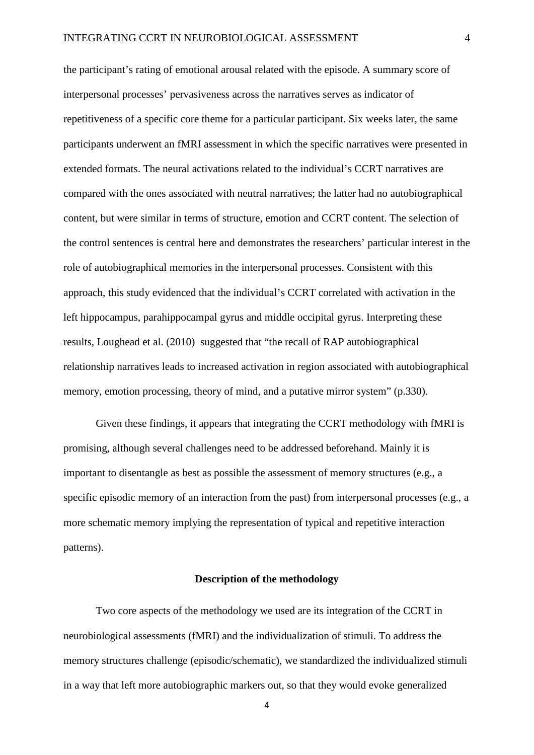the participant's rating of emotional arousal related with the episode. A summary score of interpersonal processes' pervasiveness across the narratives serves as indicator of repetitiveness of a specific core theme for a particular participant. Six weeks later, the same participants underwent an fMRI assessment in which the specific narratives were presented in extended formats. The neural activations related to the individual's CCRT narratives are compared with the ones associated with neutral narratives; the latter had no autobiographical content, but were similar in terms of structure, emotion and CCRT content. The selection of the control sentences is central here and demonstrates the researchers' particular interest in the role of autobiographical memories in the interpersonal processes. Consistent with this approach, this study evidenced that the individual's CCRT correlated with activation in the left hippocampus, parahippocampal gyrus and middle occipital gyrus. Interpreting these results, Loughead et al. (2010) suggested that "the recall of RAP autobiographical relationship narratives leads to increased activation in region associated with autobiographical memory, emotion processing, theory of mind, and a putative mirror system" (p.330).

Given these findings, it appears that integrating the CCRT methodology with fMRI is promising, although several challenges need to be addressed beforehand. Mainly it is important to disentangle as best as possible the assessment of memory structures (e.g., a specific episodic memory of an interaction from the past) from interpersonal processes (e.g., a more schematic memory implying the representation of typical and repetitive interaction patterns).

**Description of the methodology**

Two core aspects of the methodology we used are its integration of the CCRT in neurobiological assessments (fMRI) and the individualization of stimuli. To address the memory structures challenge (episodic/schematic), we standardized the individualized stimuli in a way that left more autobiographic markers out, so that they would evoke generalized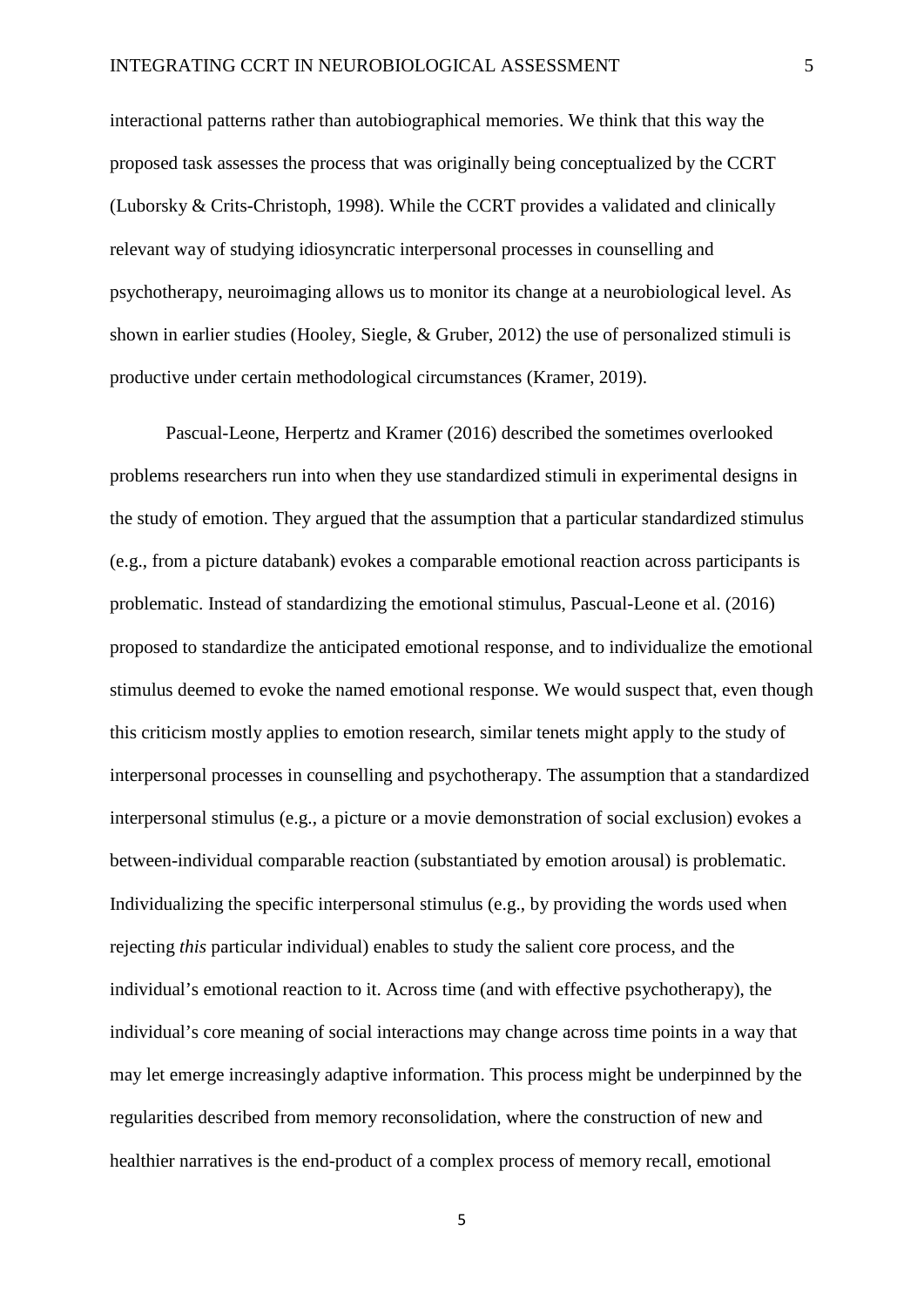interactional patterns rather than autobiographical memories. We think that this way the proposed task assesses the process that was originally being conceptualized by the CCRT (Luborsky & Crits-Christoph, 1998). While the CCRT provides a validated and clinically relevant way of studying idiosyncratic interpersonal processes in counselling and psychotherapy, neuroimaging allows us to monitor its change at a neurobiological level. As shown in earlier studies (Hooley, Siegle, & Gruber, 2012) the use of personalized stimuli is productive under certain methodological circumstances (Kramer, 2019).

Pascual-Leone, Herpertz and Kramer (2016) described the sometimes overlooked problems researchers run into when they use standardized stimuli in experimental designs in the study of emotion. They argued that the assumption that a particular standardized stimulus (e.g., from a picture databank) evokes a comparable emotional reaction across participants is problematic. Instead of standardizing the emotional stimulus, Pascual-Leone et al. (2016) proposed to standardize the anticipated emotional response, and to individualize the emotional stimulus deemed to evoke the named emotional response. We would suspect that, even though this criticism mostly applies to emotion research, similar tenets might apply to the study of interpersonal processes in counselling and psychotherapy. The assumption that a standardized interpersonal stimulus (e.g., a picture or a movie demonstration of social exclusion) evokes a between-individual comparable reaction (substantiated by emotion arousal) is problematic. Individualizing the specific interpersonal stimulus (e.g., by providing the words used when rejecting *this* particular individual) enables to study the salient core process, and the individual's emotional reaction to it. Across time (and with effective psychotherapy), the individual's core meaning of social interactions may change across time points in a way that may let emerge increasingly adaptive information. This process might be underpinned by the regularities described from memory reconsolidation, where the construction of new and healthier narratives is the end-product of a complex process of memory recall, emotional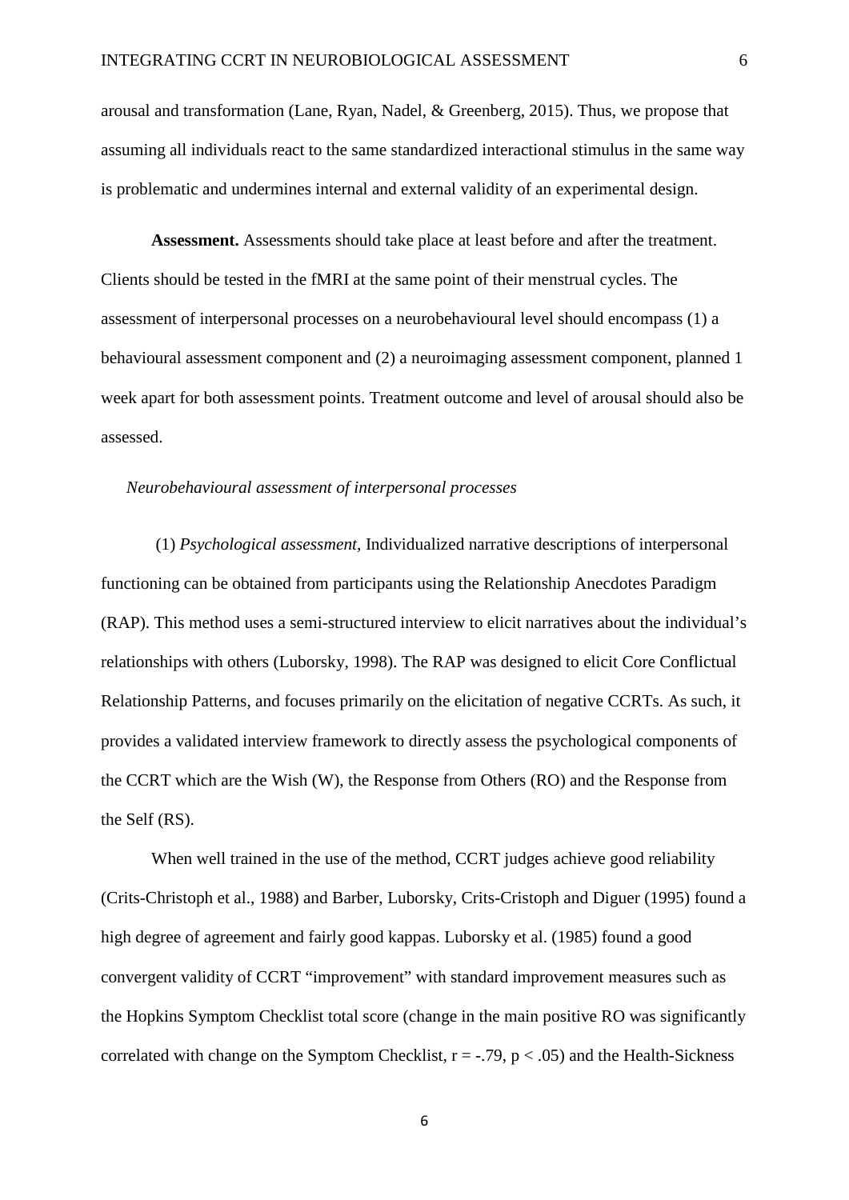arousal and transformation (Lane, Ryan, Nadel, & Greenberg, 2015). Thus, we propose that assuming all individuals react to the same standardized interactional stimulus in the same way is problematic and undermines internal and external validity of an experimental design.

**Assessment.** Assessments should take place at least before and after the treatment. Clients should be tested in the fMRI at the same point of their menstrual cycles. The assessment of interpersonal processes on a neurobehavioural level should encompass (1) a behavioural assessment component and (2) a neuroimaging assessment component, planned 1 week apart for both assessment points. Treatment outcome and level of arousal should also be assessed.

*Neurobehavioural assessment of interpersonal processes*

(1) *Psychological assessment,* Individualized narrative descriptions of interpersonal functioning can be obtained from participants using the Relationship Anecdotes Paradigm (RAP). This method uses a semi-structured interview to elicit narratives about the individual's relationships with others (Luborsky, 1998). The RAP was designed to elicit Core Conflictual Relationship Patterns, and focuses primarily on the elicitation of negative CCRTs. As such, it provides a validated interview framework to directly assess the psychological components of the CCRT which are the Wish (W), the Response from Others (RO) and the Response from the Self (RS).

When well trained in the use of the method, CCRT judges achieve good reliability (Crits-Christoph et al., 1988) and Barber, Luborsky, Crits-Cristoph and Diguer (1995) found a high degree of agreement and fairly good kappas. Luborsky et al. (1985) found a good convergent validity of CCRT "improvement" with standard improvement measures such as the Hopkins Symptom Checklist total score (change in the main positive RO was significantly correlated with change on the Symptom Checklist, $r = -.79$, $p < .05$) and the Health-Sickness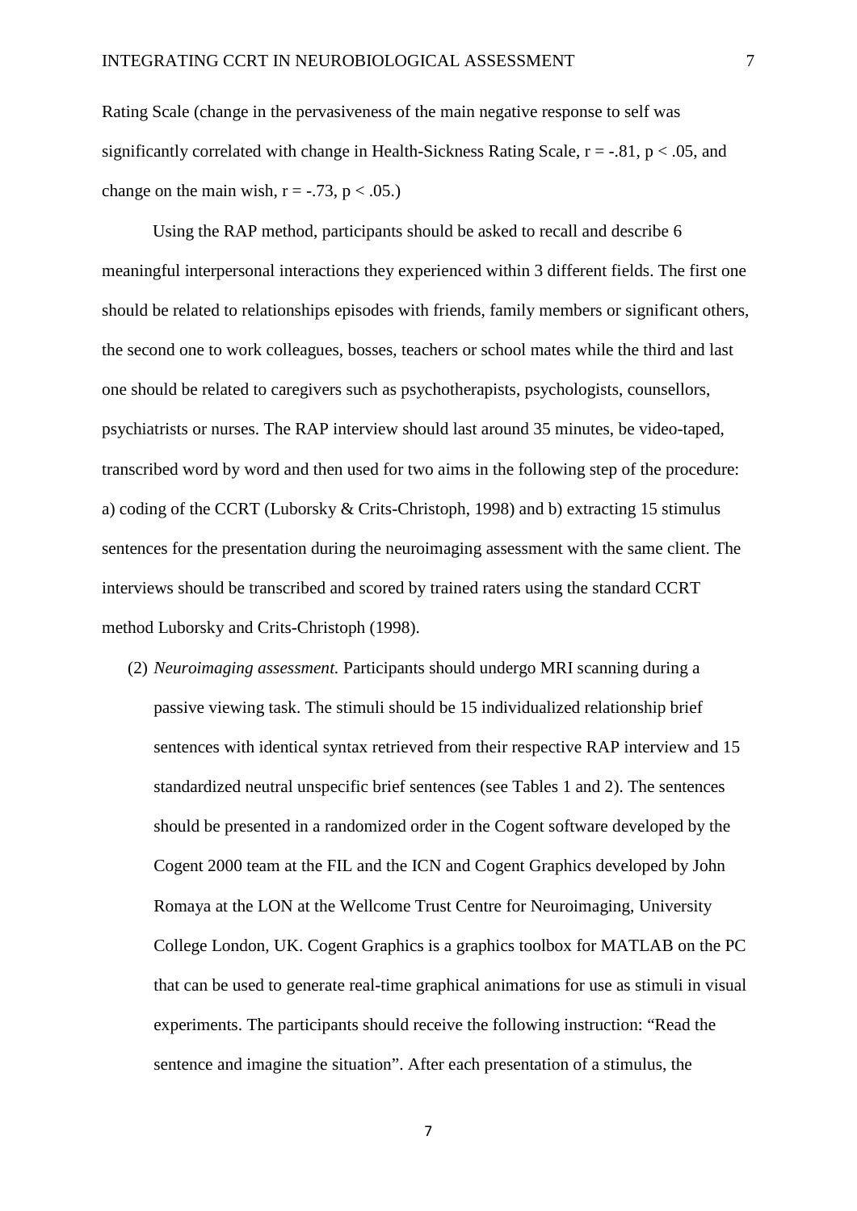Rating Scale (change in the pervasiveness of the main negative response to self was significantly correlated with change in Health-Sickness Rating Scale, $r = -.81$, $p < .05$, and change on the main wish, $r = -.73$, $p < .05$.)

Using the RAP method, participants should be asked to recall and describe 6 meaningful interpersonal interactions they experienced within 3 different fields. The first one should be related to relationships episodes with friends, family members or significant others, the second one to work colleagues, bosses, teachers or school mates while the third and last one should be related to caregivers such as psychotherapists, psychologists, counsellors, psychiatrists or nurses. The RAP interview should last around 35 minutes, be video-taped, transcribed word by word and then used for two aims in the following step of the procedure: a) coding of the CCRT (Luborsky & Crits-Christoph, 1998) and b) extracting 15 stimulus sentences for the presentation during the neuroimaging assessment with the same client. The interviews should be transcribed and scored by trained raters using the standard CCRT method Luborsky and Crits-Christoph (1998).

(2) *Neuroimaging assessment.* Participants should undergo MRI scanning during a passive viewing task. The stimuli should be 15 individualized relationship brief sentences with identical syntax retrieved from their respective RAP interview and 15 standardized neutral unspecific brief sentences (see Tables 1 and 2). The sentences should be presented in a randomized order in the Cogent software developed by the Cogent 2000 team at the FIL and the ICN and Cogent Graphics developed by John Romaya at the LON at the Wellcome Trust Centre for Neuroimaging, University College London, UK. Cogent Graphics is a graphics toolbox for MATLAB on the PC that can be used to generate real-time graphical animations for use as stimuli in visual experiments. The participants should receive the following instruction: "Read the sentence and imagine the situation". After each presentation of a stimulus, the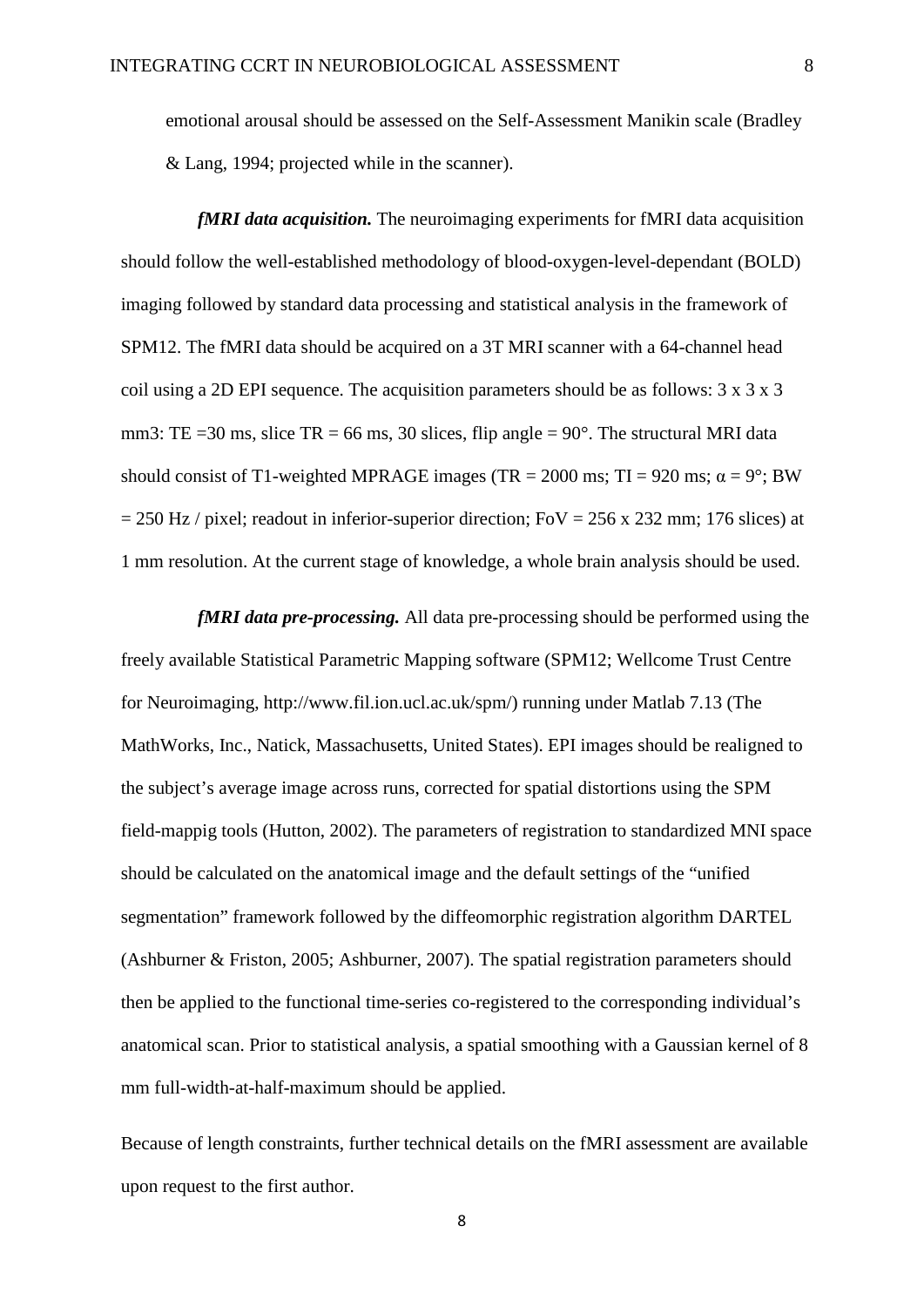emotional arousal should be assessed on the Self-Assessment Manikin scale (Bradley & Lang, 1994; projected while in the scanner).

***fMRI data acquisition.*** The neuroimaging experiments for fMRI data acquisition should follow the well-established methodology of blood-oxygen-level-dependant (BOLD) imaging followed by standard data processing and statistical analysis in the framework of SPM12. The fMRI data should be acquired on a 3T MRI scanner with a 64-channel head coil using a 2D EPI sequence. The acquisition parameters should be as follows: 3 x 3 x 3 mm3: TE =30 ms, slice TR = 66 ms, 30 slices, flip angle = 90°. The structural MRI data should consist of T1-weighted MPRAGE images (TR = 2000 ms; TI = 920 ms; $\alpha$ = 9°; BW = 250 Hz / pixel; readout in inferior-superior direction; FoV = 256 x 232 mm; 176 slices) at 1 mm resolution. At the current stage of knowledge, a whole brain analysis should be used.

***fMRI data pre-processing.*** All data pre-processing should be performed using the freely available Statistical Parametric Mapping software (SPM12; Wellcome Trust Centre for Neuroimaging, http://www.fil.ion.ucl.ac.uk/spm/) running under Matlab 7.13 (The MathWorks, Inc., Natick, Massachusetts, United States). EPI images should be realigned to the subject's average image across runs, corrected for spatial distortions using the SPM field-mappig tools (Hutton, 2002). The parameters of registration to standardized MNI space should be calculated on the anatomical image and the default settings of the "unified segmentation" framework followed by the diffeomorphic registration algorithm DARTEL (Ashburner & Friston, 2005; Ashburner, 2007). The spatial registration parameters should then be applied to the functional time-series co-registered to the corresponding individual's anatomical scan. Prior to statistical analysis, a spatial smoothing with a Gaussian kernel of 8 mm full-width-at-half-maximum should be applied.

Because of length constraints, further technical details on the fMRI assessment are available upon request to the first author.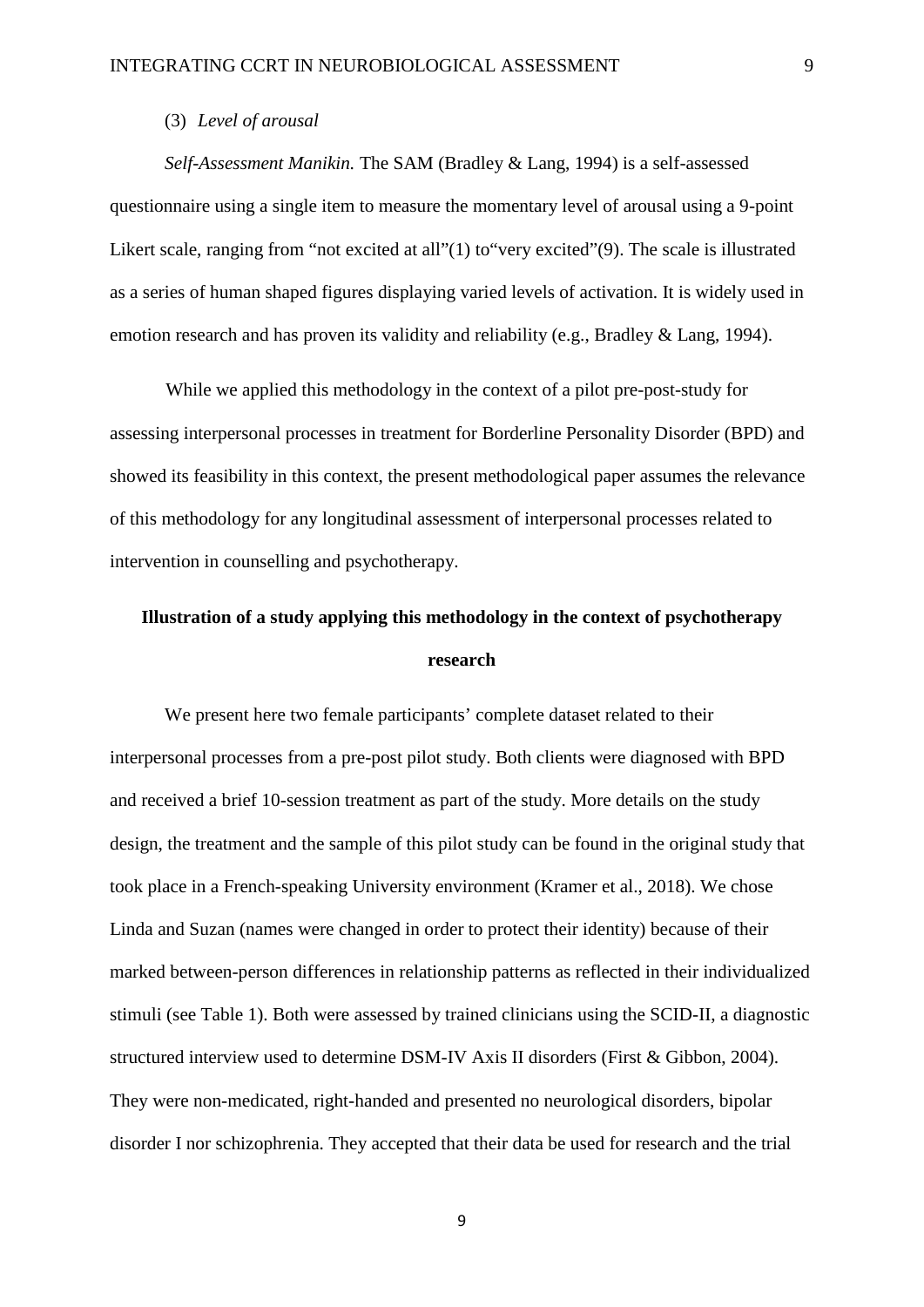(3) *Level of arousal*

*Self-Assessment Manikin.* The SAM (Bradley & Lang, 1994) is a self-assessed questionnaire using a single item to measure the momentary level of arousal using a 9-point Likert scale, ranging from "not excited at all"(1) to"very excited"(9). The scale is illustrated as a series of human shaped figures displaying varied levels of activation. It is widely used in emotion research and has proven its validity and reliability (e.g., Bradley & Lang, 1994).

While we applied this methodology in the context of a pilot pre-post-study for assessing interpersonal processes in treatment for Borderline Personality Disorder (BPD) and showed its feasibility in this context, the present methodological paper assumes the relevance of this methodology for any longitudinal assessment of interpersonal processes related to intervention in counselling and psychotherapy.

## Illustration of a study applying this methodology in the context of psychotherapy research

We present here two female participants' complete dataset related to their interpersonal processes from a pre-post pilot study. Both clients were diagnosed with BPD and received a brief 10-session treatment as part of the study. More details on the study design, the treatment and the sample of this pilot study can be found in the original study that took place in a French-speaking University environment (Kramer et al., 2018). We chose Linda and Suzan (names were changed in order to protect their identity) because of their marked between-person differences in relationship patterns as reflected in their individualized stimuli (see Table 1). Both were assessed by trained clinicians using the SCID-II, a diagnostic structured interview used to determine DSM-IV Axis II disorders (First & Gibbon, 2004). They were non-medicated, right-handed and presented no neurological disorders, bipolar disorder I nor schizophrenia. They accepted that their data be used for research and the trial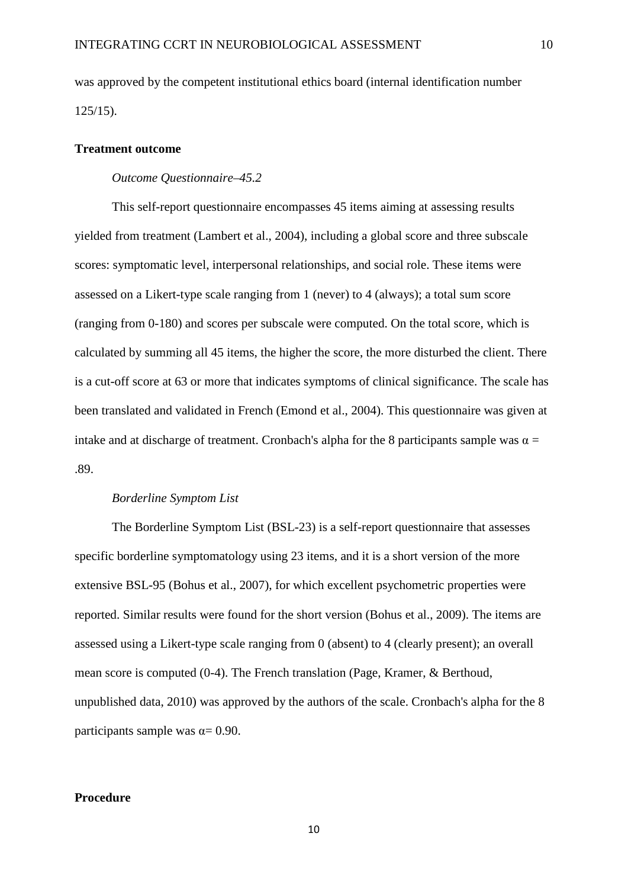was approved by the competent institutional ethics board (internal identification number 125/15).

## Treatment outcome

### *Outcome Questionnaire–45.2*

This self-report questionnaire encompasses 45 items aiming at assessing results yielded from treatment (Lambert et al., 2004), including a global score and three subscale scores: symptomatic level, interpersonal relationships, and social role. These items were assessed on a Likert-type scale ranging from 1 (never) to 4 (always); a total sum score (ranging from 0-180) and scores per subscale were computed. On the total score, which is calculated by summing all 45 items, the higher the score, the more disturbed the client. There is a cut-off score at 63 or more that indicates symptoms of clinical significance. The scale has been translated and validated in French (Emond et al., 2004). This questionnaire was given at intake and at discharge of treatment. Cronbach's alpha for the 8 participants sample was $\alpha = .89$.

### *Borderline Symptom List*

The Borderline Symptom List (BSL-23) is a self-report questionnaire that assesses specific borderline symptomatology using 23 items, and it is a short version of the more extensive BSL-95 (Bohus et al., 2007), for which excellent psychometric properties were reported. Similar results were found for the short version (Bohus et al., 2009). The items are assessed using a Likert-type scale ranging from 0 (absent) to 4 (clearly present); an overall mean score is computed (0-4). The French translation (Page, Kramer, & Berthoud, unpublished data, 2010) was approved by the authors of the scale. Cronbach's alpha for the 8 participants sample was $\alpha = 0.90$.

## Procedure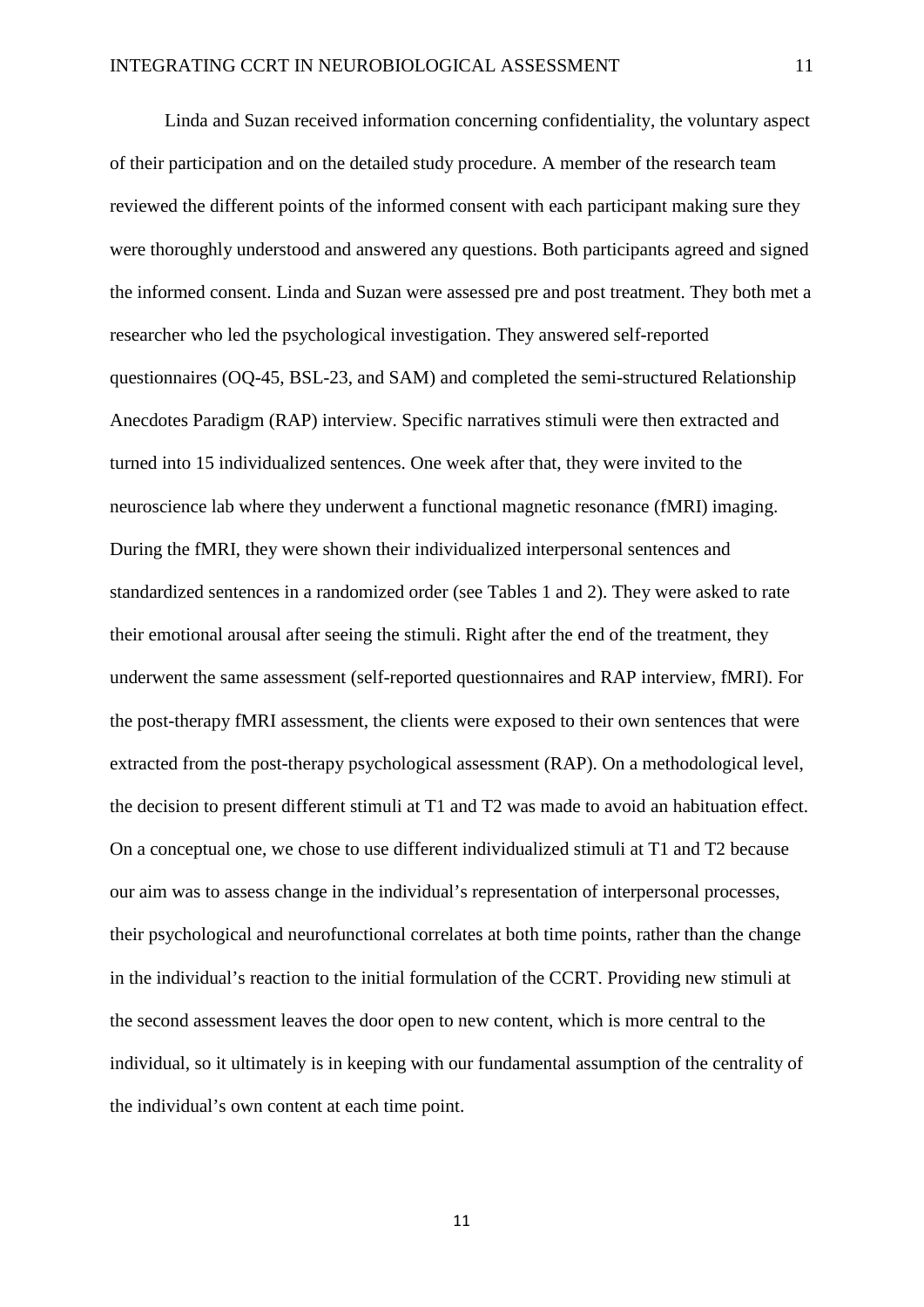Linda and Suzan received information concerning confidentiality, the voluntary aspect of their participation and on the detailed study procedure. A member of the research team reviewed the different points of the informed consent with each participant making sure they were thoroughly understood and answered any questions. Both participants agreed and signed the informed consent. Linda and Suzan were assessed pre and post treatment. They both met a researcher who led the psychological investigation. They answered self-reported questionnaires (OQ-45, BSL-23, and SAM) and completed the semi-structured Relationship Anecdotes Paradigm (RAP) interview. Specific narratives stimuli were then extracted and turned into 15 individualized sentences. One week after that, they were invited to the neuroscience lab where they underwent a functional magnetic resonance (fMRI) imaging. During the fMRI, they were shown their individualized interpersonal sentences and standardized sentences in a randomized order (see Tables 1 and 2). They were asked to rate their emotional arousal after seeing the stimuli. Right after the end of the treatment, they underwent the same assessment (self-reported questionnaires and RAP interview, fMRI). For the post-therapy fMRI assessment, the clients were exposed to their own sentences that were extracted from the post-therapy psychological assessment (RAP). On a methodological level, the decision to present different stimuli at T1 and T2 was made to avoid an habituation effect. On a conceptual one, we chose to use different individualized stimuli at T1 and T2 because our aim was to assess change in the individual's representation of interpersonal processes, their psychological and neurofunctional correlates at both time points, rather than the change in the individual's reaction to the initial formulation of the CCRT. Providing new stimuli at the second assessment leaves the door open to new content, which is more central to the individual, so it ultimately is in keeping with our fundamental assumption of the centrality of the individual's own content at each time point.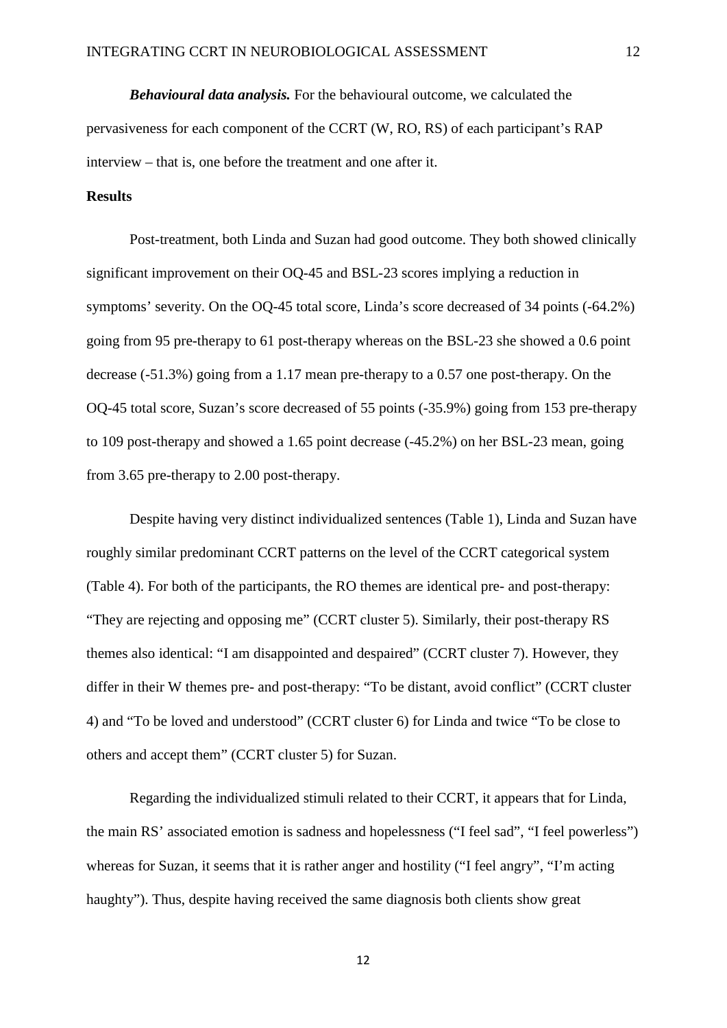***Behavioural data analysis.*** For the behavioural outcome, we calculated the pervasiveness for each component of the CCRT (W, RO, RS) of each participant's RAP interview – that is, one before the treatment and one after it.

## Results

Post-treatment, both Linda and Suzan had good outcome. They both showed clinically significant improvement on their OQ-45 and BSL-23 scores implying a reduction in symptoms' severity. On the OQ-45 total score, Linda's score decreased of 34 points (-64.2%) going from 95 pre-therapy to 61 post-therapy whereas on the BSL-23 she showed a 0.6 point decrease (-51.3%) going from a 1.17 mean pre-therapy to a 0.57 one post-therapy. On the OQ-45 total score, Suzan's score decreased of 55 points (-35.9%) going from 153 pre-therapy to 109 post-therapy and showed a 1.65 point decrease (-45.2%) on her BSL-23 mean, going from 3.65 pre-therapy to 2.00 post-therapy.

Despite having very distinct individualized sentences (Table 1), Linda and Suzan have roughly similar predominant CCRT patterns on the level of the CCRT categorical system (Table 4). For both of the participants, the RO themes are identical pre- and post-therapy: "They are rejecting and opposing me" (CCRT cluster 5). Similarly, their post-therapy RS themes also identical: "I am disappointed and despaired" (CCRT cluster 7). However, they differ in their W themes pre- and post-therapy: "To be distant, avoid conflict" (CCRT cluster 4) and "To be loved and understood" (CCRT cluster 6) for Linda and twice "To be close to others and accept them" (CCRT cluster 5) for Suzan.

Regarding the individualized stimuli related to their CCRT, it appears that for Linda, the main RS' associated emotion is sadness and hopelessness ("I feel sad", "I feel powerless") whereas for Suzan, it seems that it is rather anger and hostility ("I feel angry", "I'm acting haughty"). Thus, despite having received the same diagnosis both clients show great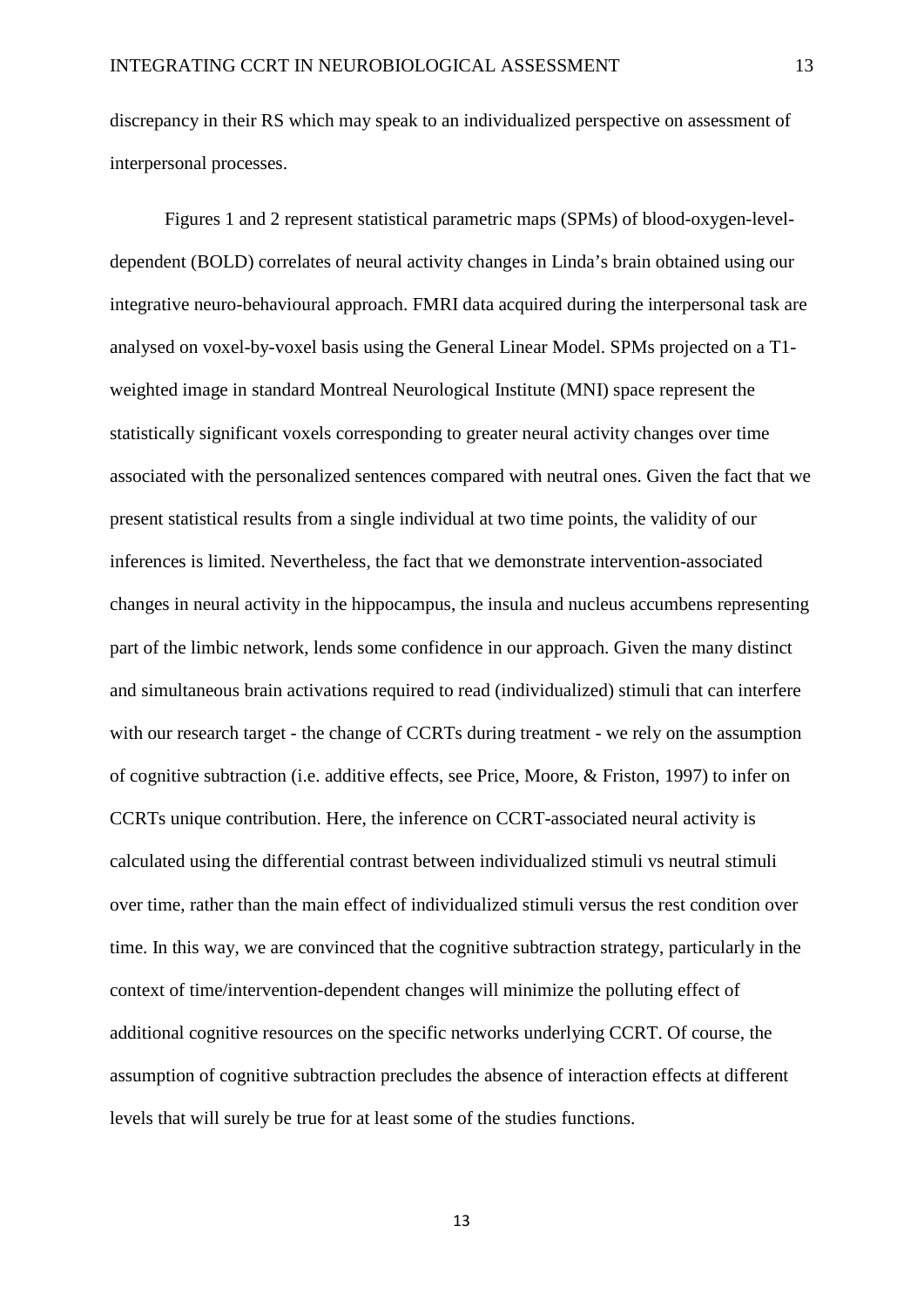discrepancy in their RS which may speak to an individualized perspective on assessment of interpersonal processes.

Figures 1 and 2 represent statistical parametric maps (SPMs) of blood-oxygen-level-dependent (BOLD) correlates of neural activity changes in Linda's brain obtained using our integrative neuro-behavioural approach. FMRI data acquired during the interpersonal task are analysed on voxel-by-voxel basis using the General Linear Model. SPMs projected on a T1-weighted image in standard Montreal Neurological Institute (MNI) space represent the statistically significant voxels corresponding to greater neural activity changes over time associated with the personalized sentences compared with neutral ones. Given the fact that we present statistical results from a single individual at two time points, the validity of our inferences is limited. Nevertheless, the fact that we demonstrate intervention-associated changes in neural activity in the hippocampus, the insula and nucleus accumbens representing part of the limbic network, lends some confidence in our approach. Given the many distinct and simultaneous brain activations required to read (individualized) stimuli that can interfere with our research target - the change of CCRTs during treatment - we rely on the assumption of cognitive subtraction (i.e. additive effects, see Price, Moore, & Friston, 1997) to infer on CCRTs unique contribution. Here, the inference on CCRT-associated neural activity is calculated using the differential contrast between individualized stimuli vs neutral stimuli over time, rather than the main effect of individualized stimuli versus the rest condition over time. In this way, we are convinced that the cognitive subtraction strategy, particularly in the context of time/intervention-dependent changes will minimize the polluting effect of additional cognitive resources on the specific networks underlying CCRT. Of course, the assumption of cognitive subtraction precludes the absence of interaction effects at different levels that will surely be true for at least some of the studies functions.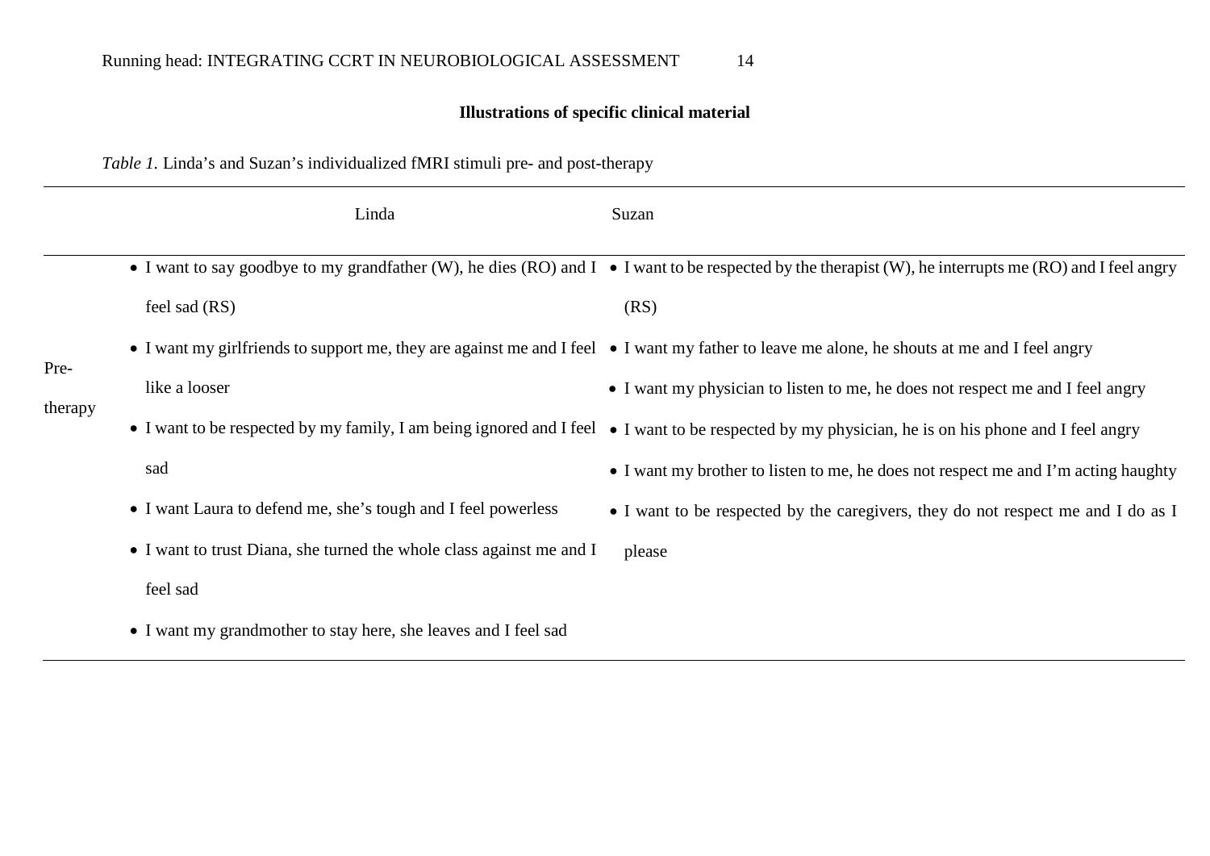**Illustrations of specific clinical material**

*Table 1.* Linda's and Suzan's individualized fMRI stimuli pre- and post-therapy

| | Linda | Suzan |
|---|---|---|
| Pre-therapy | • I want to say goodbye to my grandfather (W), he dies (RO) and I feel sad (RS)<br>• I want my girlfriends to support me, they are against me and I feel like a looser<br>• I want to be respected by my family, I am being ignored and I feel sad<br>• I want Laura to defend me, she's tough and I feel powerless<br>• I want to trust Diana, she turned the whole class against me and I feel sad<br>• I want my grandmother to stay here, she leaves and I feel sad | • I want to be respected by the therapist (W), he interrupts me (RO) and I feel angry (RS)<br>• I want my father to leave me alone, he shouts at me and I feel angry<br>• I want my physician to listen to me, he does not respect me and I feel angry<br>• I want to be respected by my physician, he is on his phone and I feel angry<br>• I want my brother to listen to me, he does not respect me and I'm acting haughty<br>• I want to be respected by the caregivers, they do not respect me and I do as I please |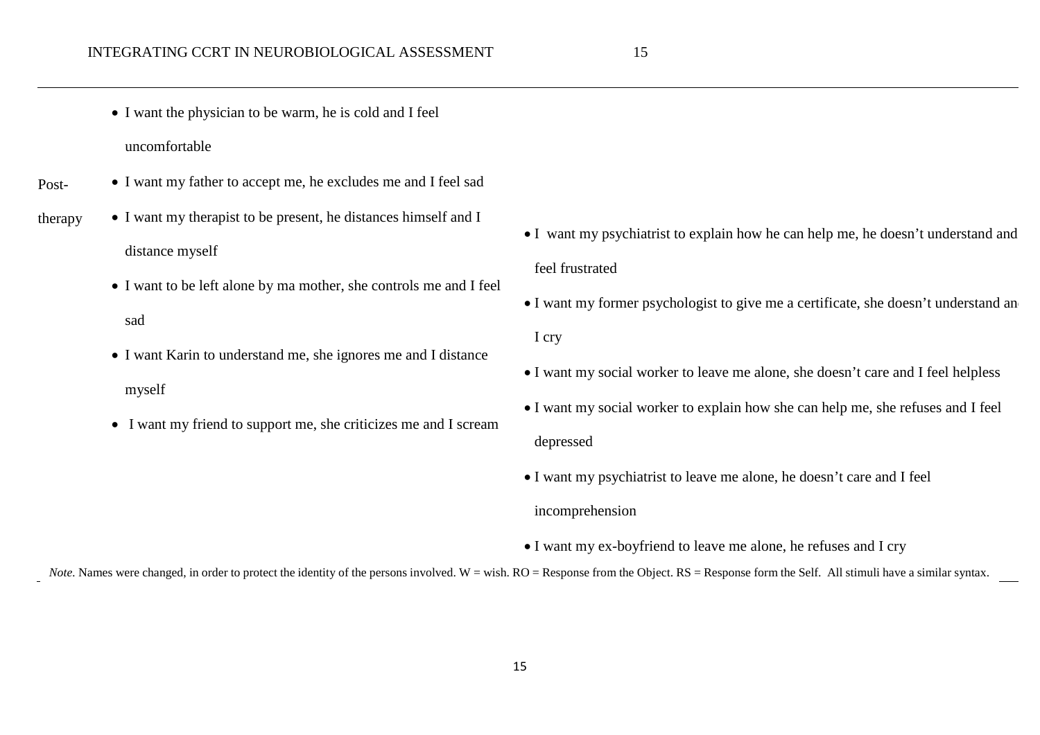| | | |
|---|---|---|
| | • I want the physician to be warm, he is cold and I feel uncomfortable | |
| Post-therapy | • I want my father to accept me, he excludes me and I feel sad<br>• I want my therapist to be present, he distances himself and I distance myself<br>• I want to be left alone by ma mother, she controls me and I feel sad<br>• I want Karin to understand me, she ignores me and I distance myself<br>• I want my friend to support me, she criticizes me and I scream | • I want my psychiatrist to explain how he can help me, he doesn't understand and feel frustrated<br>• I want my former psychologist to give me a certificate, she doesn't understand an I cry<br>• I want my social worker to leave me alone, she doesn't care and I feel helpless<br>• I want my social worker to explain how she can help me, she refuses and I feel depressed<br>• I want my psychiatrist to leave me alone, he doesn't care and I feel incomprehension<br>• I want my ex-boyfriend to leave me alone, he refuses and I cry |

*Note.* Names were changed, in order to protect the identity of the persons involved. W = wish. RO = Response from the Object. RS = Response form the Self. All stimuli have a similar syntax.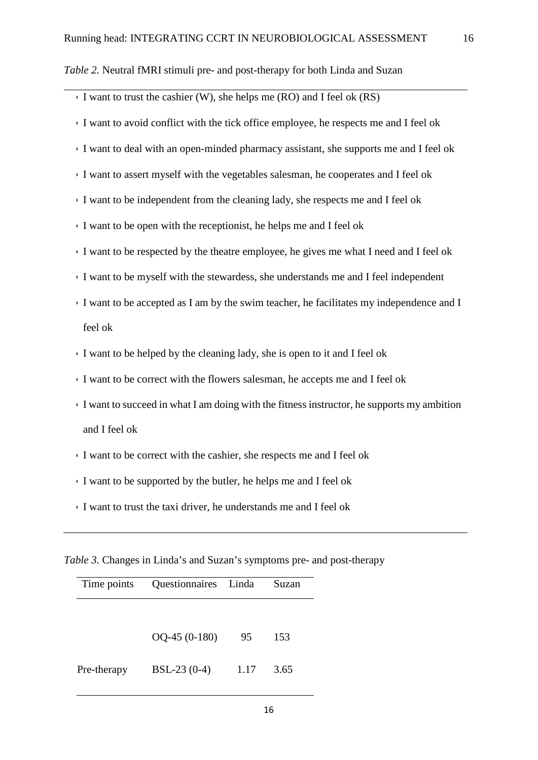*Table 2.* Neutral fMRI stimuli pre- and post-therapy for both Linda and Suzan

- I want to trust the cashier (W), she helps me (RO) and I feel ok (RS)
- I want to avoid conflict with the tick office employee, he respects me and I feel ok
- I want to deal with an open-minded pharmacy assistant, she supports me and I feel ok
- I want to assert myself with the vegetables salesman, he cooperates and I feel ok
- I want to be independent from the cleaning lady, she respects me and I feel ok
- I want to be open with the receptionist, he helps me and I feel ok
- I want to be respected by the theatre employee, he gives me what I need and I feel ok
- I want to be myself with the stewardess, she understands me and I feel independent
- I want to be accepted as I am by the swim teacher, he facilitates my independence and I feel ok
- I want to be helped by the cleaning lady, she is open to it and I feel ok
- I want to be correct with the flowers salesman, he accepts me and I feel ok
- I want to succeed in what I am doing with the fitness instructor, he supports my ambition and I feel ok
- I want to be correct with the cashier, she respects me and I feel ok
- I want to be supported by the butler, he helps me and I feel ok
- I want to trust the taxi driver, he understands me and I feel ok

*Table 3.* Changes in Linda's and Suzan's symptoms pre- and post-therapy

| Time points | Questionnaires | Linda | Suzan |
|---|---|---|---|
| | OQ-45 (0-180) | 95 | 153 |
| Pre-therapy | BSL-23 (0-4) | 1.17 | 3.65 |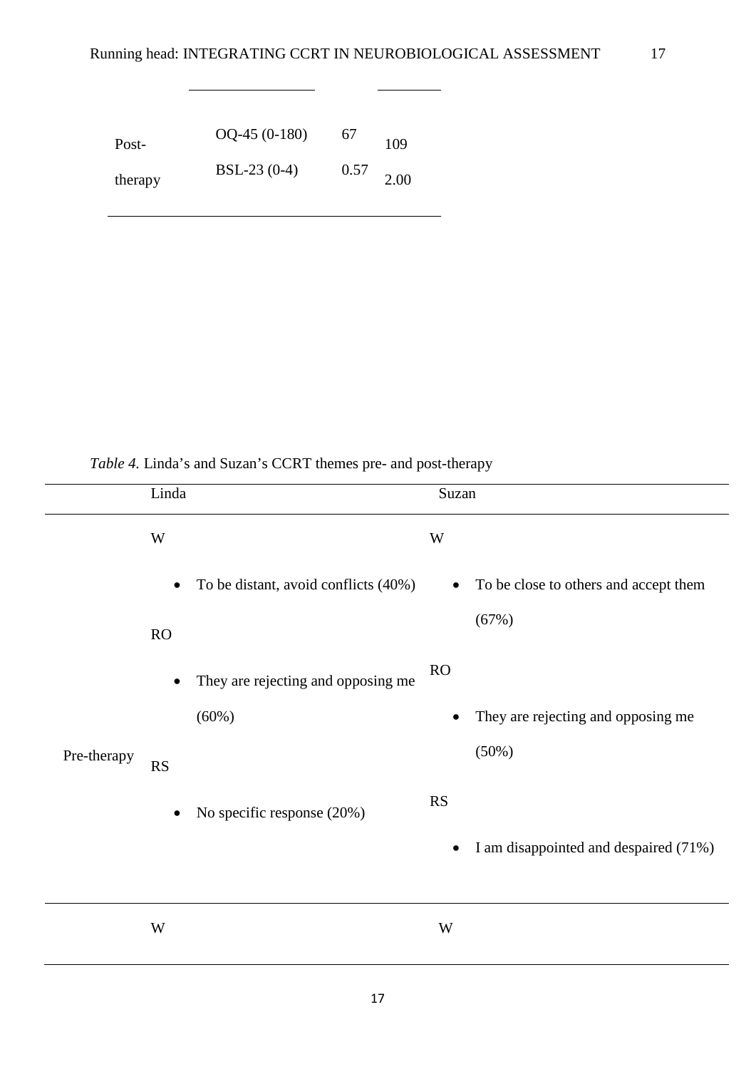| | | | |
|---|---|---|---|
| Post-therapy | OQ-45 (0-180) | 67 | 109 |
| | BSL-23 (0-4) | 0.57 | 2.00 |

*Table 4.* Linda's and Suzan's CCRT themes pre- and post-therapy

| | Linda | Suzan |
|---|---|---|
| Pre-therapy | W<br>• To be distant, avoid conflicts (40%)<br>RO<br>• They are rejecting and opposing me (60%)<br>RS<br>• No specific response (20%) | W<br>• To be close to others and accept them (67%)<br>RO<br>• They are rejecting and opposing me (50%)<br>RS<br>• I am disappointed and despaired (71%) |
| | W | W |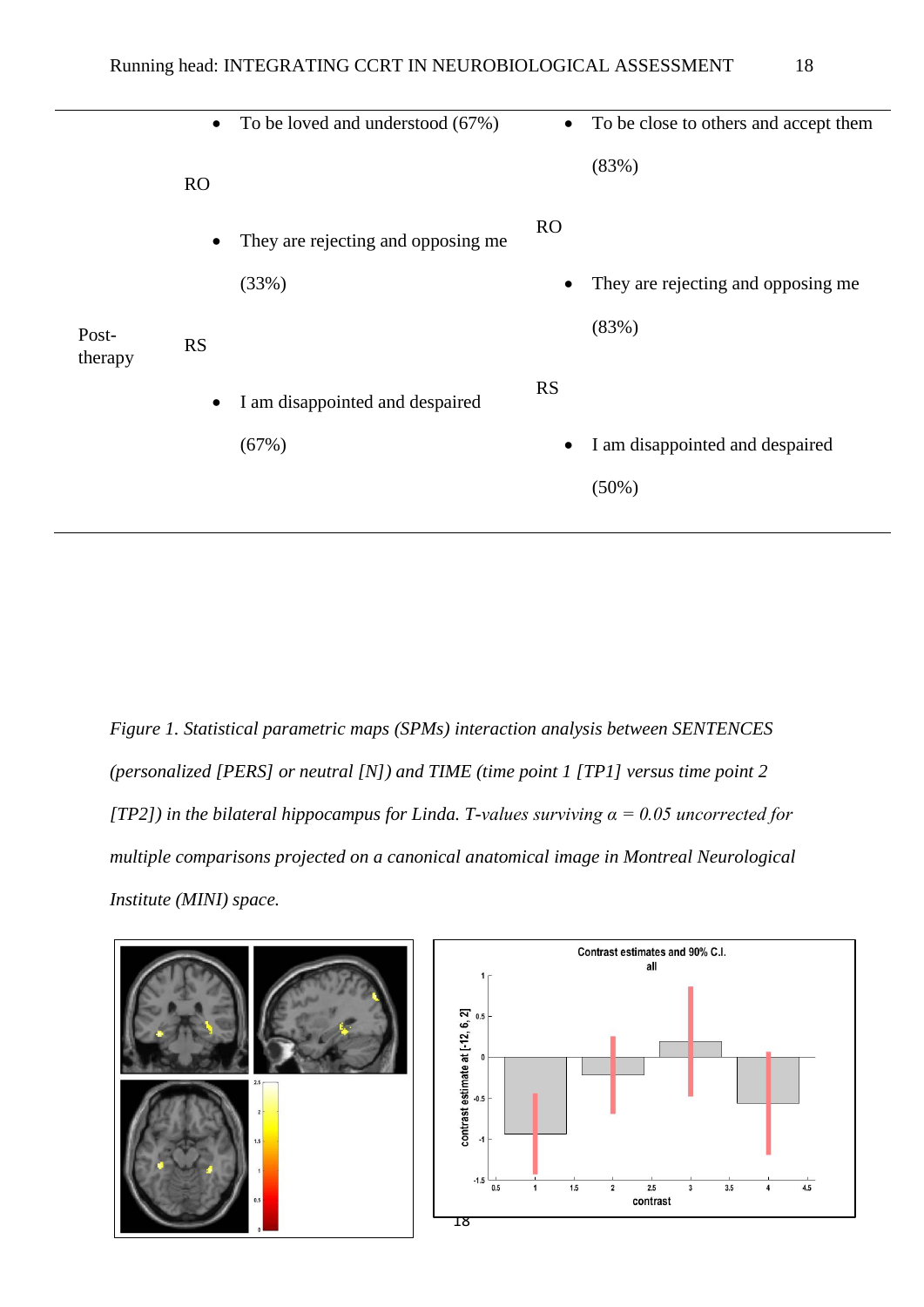| | | | |
|---|---|---|---|
| Post-therapy | | • To be loved and understood (67%) | • To be close to others and accept them (83%) |
| | RO | • They are rejecting and opposing me (33%) | • They are rejecting and opposing me (83%) |
| | RS | • I am disappointed and despaired (67%) | • I am disappointed and despaired (50%) |

*Figure 1. Statistical parametric maps (SPMs) interaction analysis between SENTENCES (personalized [PERS] or neutral [N]) and TIME (time point 1 [TP1] versus time point 2 [TP2]) in the bilateral hippocampus for Linda. T-values surviving α = 0.05 uncorrected for multiple comparisons projected on a canonical anatomical image in Montreal Neurological Institute (MINI) space.*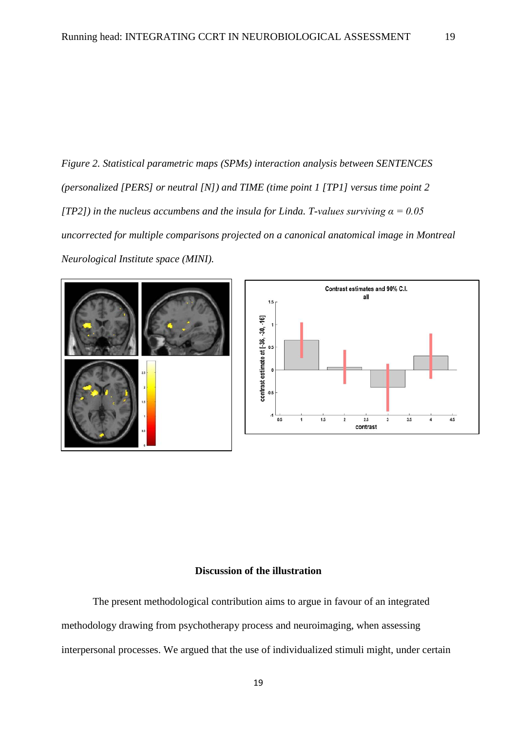*Figure 2. Statistical parametric maps (SPMs) interaction analysis between SENTENCES (personalized [PERS] or neutral [N]) and TIME (time point 1 [TP1] versus time point 2 [TP2]) in the nucleus accumbens and the insula for Linda. T-values surviving α = 0.05 uncorrected for multiple comparisons projected on a canonical anatomical image in Montreal Neurological Institute space (MINI).*

## Discussion of the illustration

The present methodological contribution aims to argue in favour of an integrated methodology drawing from psychotherapy process and neuroimaging, when assessing interpersonal processes. We argued that the use of individualized stimuli might, under certain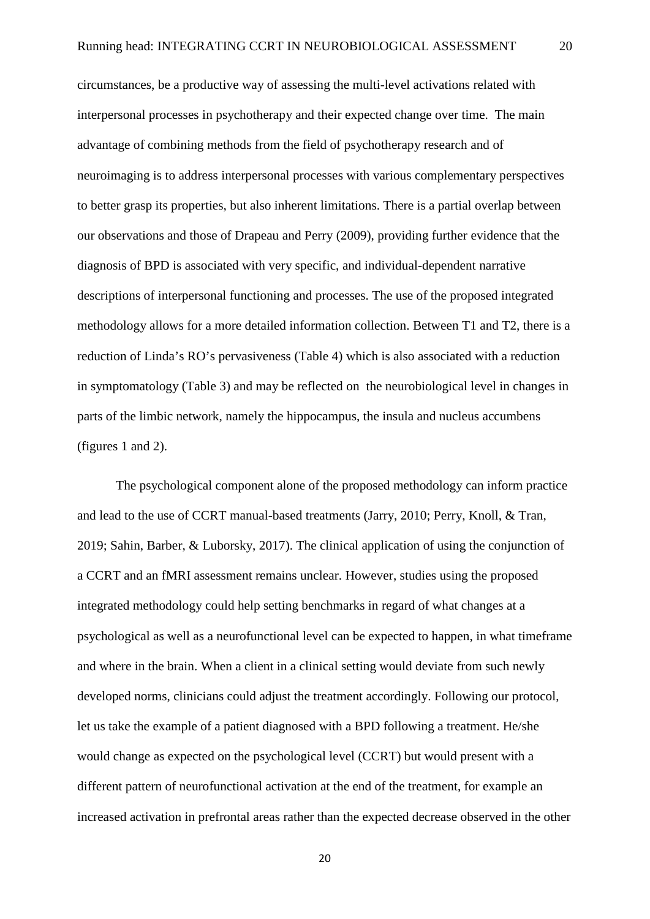circumstances, be a productive way of assessing the multi-level activations related with interpersonal processes in psychotherapy and their expected change over time. The main advantage of combining methods from the field of psychotherapy research and of neuroimaging is to address interpersonal processes with various complementary perspectives to better grasp its properties, but also inherent limitations. There is a partial overlap between our observations and those of Drapeau and Perry (2009), providing further evidence that the diagnosis of BPD is associated with very specific, and individual-dependent narrative descriptions of interpersonal functioning and processes. The use of the proposed integrated methodology allows for a more detailed information collection. Between T1 and T2, there is a reduction of Linda's RO's pervasiveness (Table 4) which is also associated with a reduction in symptomatology (Table 3) and may be reflected on the neurobiological level in changes in parts of the limbic network, namely the hippocampus, the insula and nucleus accumbens (figures 1 and 2).

The psychological component alone of the proposed methodology can inform practice and lead to the use of CCRT manual-based treatments (Jarry, 2010; Perry, Knoll, & Tran, 2019; Sahin, Barber, & Luborsky, 2017). The clinical application of using the conjunction of a CCRT and an fMRI assessment remains unclear. However, studies using the proposed integrated methodology could help setting benchmarks in regard of what changes at a psychological as well as a neurofunctional level can be expected to happen, in what timeframe and where in the brain. When a client in a clinical setting would deviate from such newly developed norms, clinicians could adjust the treatment accordingly. Following our protocol, let us take the example of a patient diagnosed with a BPD following a treatment. He/she would change as expected on the psychological level (CCRT) but would present with a different pattern of neurofunctional activation at the end of the treatment, for example an increased activation in prefrontal areas rather than the expected decrease observed in the other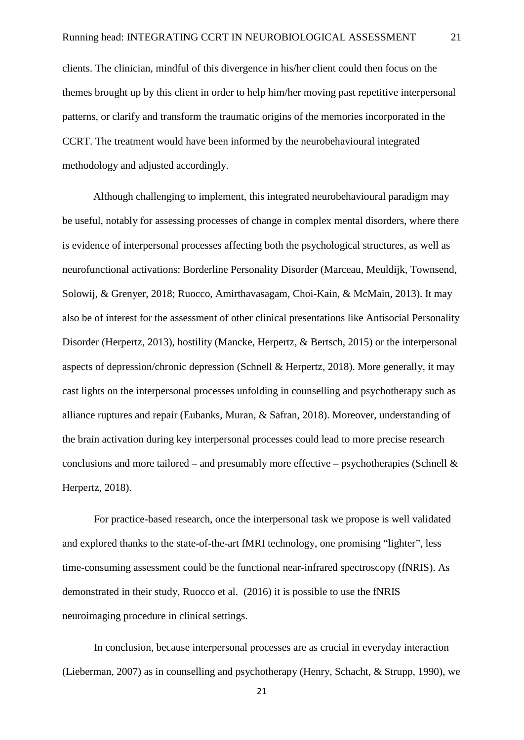clients. The clinician, mindful of this divergence in his/her client could then focus on the themes brought up by this client in order to help him/her moving past repetitive interpersonal patterns, or clarify and transform the traumatic origins of the memories incorporated in the CCRT. The treatment would have been informed by the neurobehavioural integrated methodology and adjusted accordingly.

Although challenging to implement, this integrated neurobehavioural paradigm may be useful, notably for assessing processes of change in complex mental disorders, where there is evidence of interpersonal processes affecting both the psychological structures, as well as neurofunctional activations: Borderline Personality Disorder (Marceau, Meuldijk, Townsend, Solowij, & Grenyer, 2018; Ruocco, Amirthavasagam, Choi-Kain, & McMain, 2013). It may also be of interest for the assessment of other clinical presentations like Antisocial Personality Disorder (Herpertz, 2013), hostility (Mancke, Herpertz, & Bertsch, 2015) or the interpersonal aspects of depression/chronic depression (Schnell & Herpertz, 2018). More generally, it may cast lights on the interpersonal processes unfolding in counselling and psychotherapy such as alliance ruptures and repair (Eubanks, Muran, & Safran, 2018). Moreover, understanding of the brain activation during key interpersonal processes could lead to more precise research conclusions and more tailored – and presumably more effective – psychotherapies (Schnell & Herpertz, 2018).

For practice-based research, once the interpersonal task we propose is well validated and explored thanks to the state-of-the-art fMRI technology, one promising "lighter", less time-consuming assessment could be the functional near-infrared spectroscopy (fNRIS). As demonstrated in their study, Ruocco et al. (2016) it is possible to use the fNRIS neuroimaging procedure in clinical settings.

In conclusion, because interpersonal processes are as crucial in everyday interaction (Lieberman, 2007) as in counselling and psychotherapy (Henry, Schacht, & Strupp, 1990), we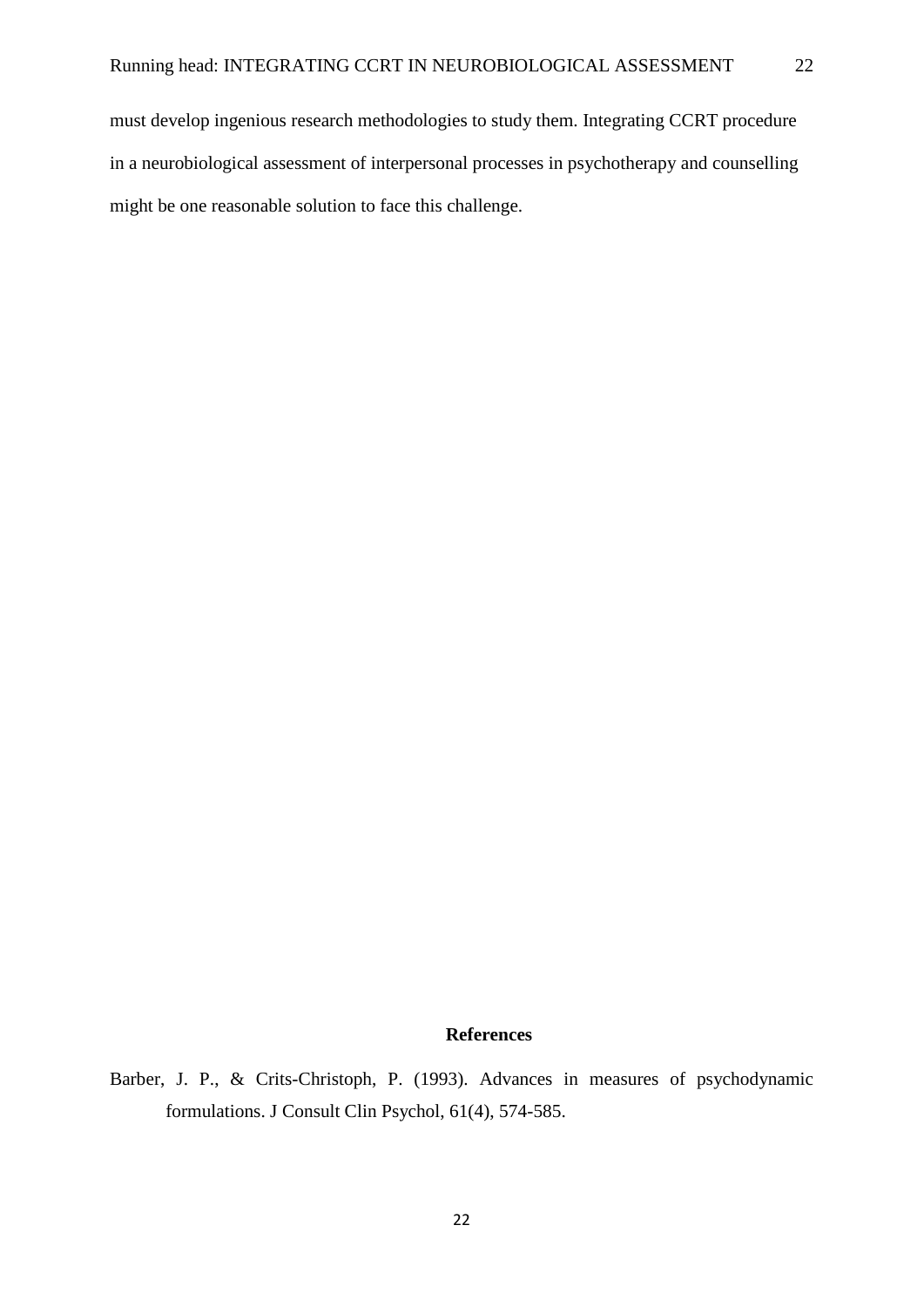must develop ingenious research methodologies to study them. Integrating CCRT procedure in a neurobiological assessment of interpersonal processes in psychotherapy and counselling might be one reasonable solution to face this challenge.

## References

Barber, J. P., & Crits-Christoph, P. (1993). Advances in measures of psychodynamic formulations. J Consult Clin Psychol, 61(4), 574-585.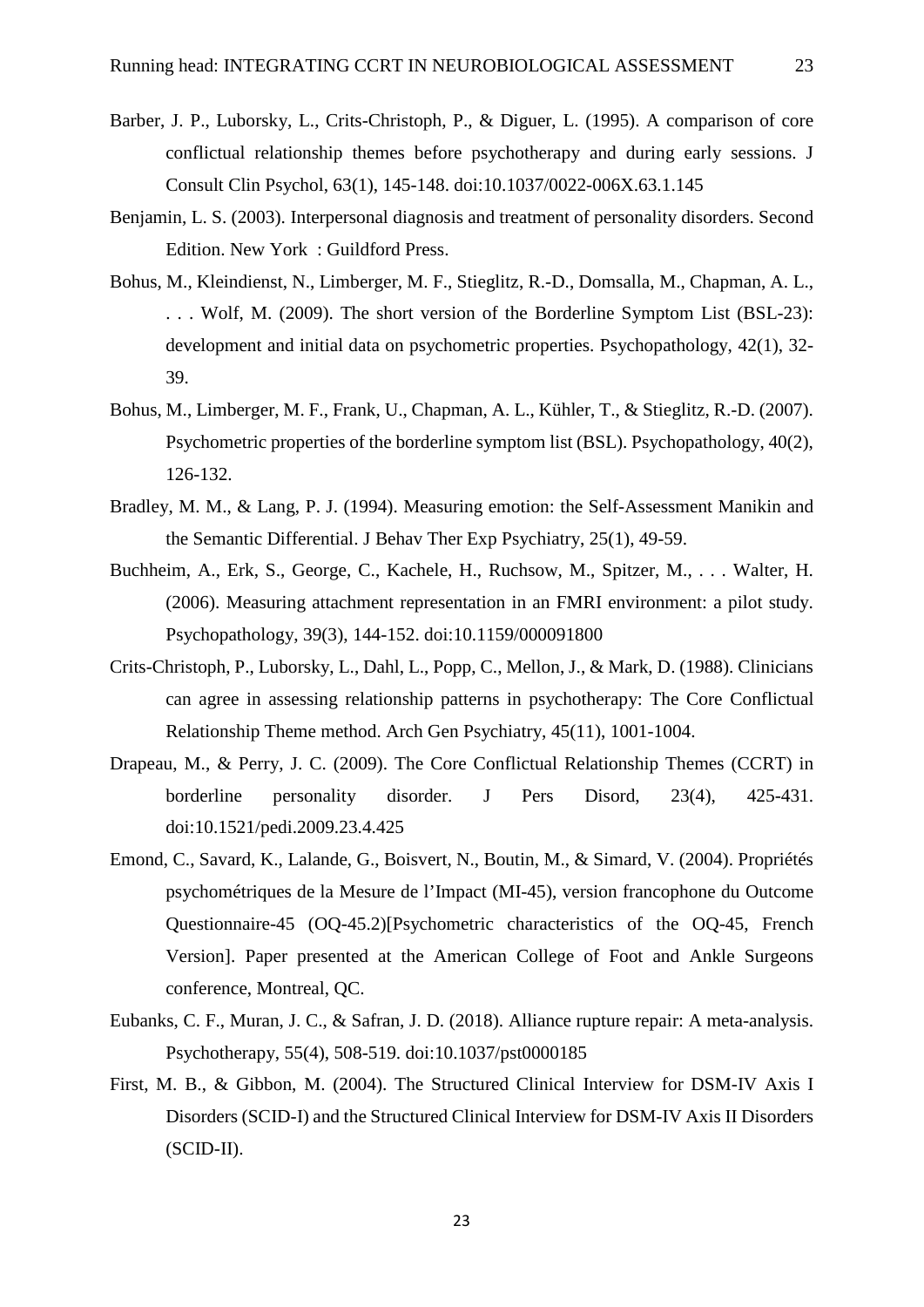Barber, J. P., Luborsky, L., Crits-Christoph, P., & Diguer, L. (1995). A comparison of core conflictual relationship themes before psychotherapy and during early sessions. J Consult Clin Psychol, 63(1), 145-148. doi:10.1037/0022-006X.63.1.145

Benjamin, L. S. (2003). Interpersonal diagnosis and treatment of personality disorders. Second Edition. New York : Guildford Press.

Bohus, M., Kleindienst, N., Limberger, M. F., Stieglitz, R.-D., Domsalla, M., Chapman, A. L., . . . Wolf, M. (2009). The short version of the Borderline Symptom List (BSL-23): development and initial data on psychometric properties. Psychopathology, 42(1), 32-39.

Bohus, M., Limberger, M. F., Frank, U., Chapman, A. L., Kühler, T., & Stieglitz, R.-D. (2007). Psychometric properties of the borderline symptom list (BSL). Psychopathology, 40(2), 126-132.

Bradley, M. M., & Lang, P. J. (1994). Measuring emotion: the Self-Assessment Manikin and the Semantic Differential. J Behav Ther Exp Psychiatry, 25(1), 49-59.

Buchheim, A., Erk, S., George, C., Kachele, H., Ruchsow, M., Spitzer, M., . . . Walter, H. (2006). Measuring attachment representation in an FMRI environment: a pilot study. Psychopathology, 39(3), 144-152. doi:10.1159/000091800

Crits-Christoph, P., Luborsky, L., Dahl, L., Popp, C., Mellon, J., & Mark, D. (1988). Clinicians can agree in assessing relationship patterns in psychotherapy: The Core Conflictual Relationship Theme method. Arch Gen Psychiatry, 45(11), 1001-1004.

Drapeau, M., & Perry, J. C. (2009). The Core Conflictual Relationship Themes (CCRT) in borderline personality disorder. J Pers Disord, 23(4), 425-431. doi:10.1521/pedi.2009.23.4.425

Emond, C., Savard, K., Lalande, G., Boisvert, N., Boutin, M., & Simard, V. (2004). Propriétés psychométriques de la Mesure de l'Impact (MI-45), version francophone du Outcome Questionnaire-45 (OQ-45.2)[Psychometric characteristics of the OQ-45, French Version]. Paper presented at the American College of Foot and Ankle Surgeons conference, Montreal, QC.

Eubanks, C. F., Muran, J. C., & Safran, J. D. (2018). Alliance rupture repair: A meta-analysis. Psychotherapy, 55(4), 508-519. doi:10.1037/pst0000185

First, M. B., & Gibbon, M. (2004). The Structured Clinical Interview for DSM-IV Axis I Disorders (SCID-I) and the Structured Clinical Interview for DSM-IV Axis II Disorders (SCID-II).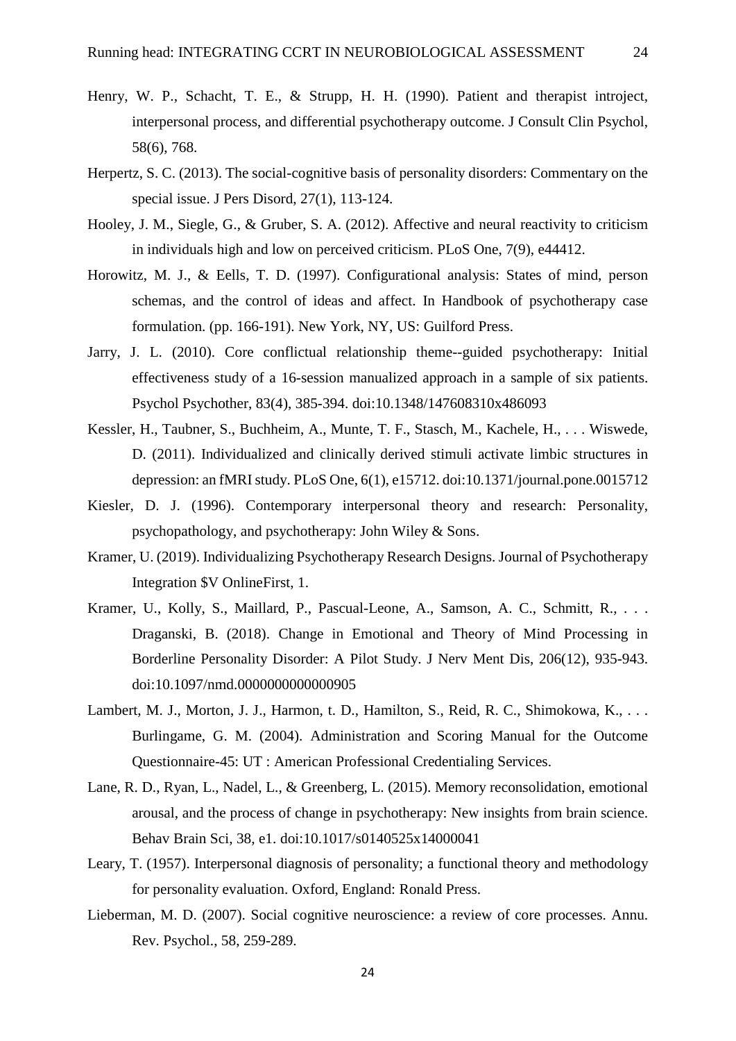Henry, W. P., Schacht, T. E., & Strupp, H. H. (1990). Patient and therapist introject, interpersonal process, and differential psychotherapy outcome. J Consult Clin Psychol, 58(6), 768.

Herpertz, S. C. (2013). The social-cognitive basis of personality disorders: Commentary on the special issue. J Pers Disord, 27(1), 113-124.

Hooley, J. M., Siegle, G., & Gruber, S. A. (2012). Affective and neural reactivity to criticism in individuals high and low on perceived criticism. PLoS One, 7(9), e44412.

Horowitz, M. J., & Eells, T. D. (1997). Configurational analysis: States of mind, person schemas, and the control of ideas and affect. In Handbook of psychotherapy case formulation. (pp. 166-191). New York, NY, US: Guilford Press.

Jarry, J. L. (2010). Core conflictual relationship theme--guided psychotherapy: Initial effectiveness study of a 16-session manualized approach in a sample of six patients. Psychol Psychother, 83(4), 385-394. doi:10.1348/147608310x486093

Kessler, H., Taubner, S., Buchheim, A., Munte, T. F., Stasch, M., Kachele, H., . . . Wiswede, D. (2011). Individualized and clinically derived stimuli activate limbic structures in depression: an fMRI study. PLoS One, 6(1), e15712. doi:10.1371/journal.pone.0015712

Kiesler, D. J. (1996). Contemporary interpersonal theory and research: Personality, psychopathology, and psychotherapy: John Wiley & Sons.

Kramer, U. (2019). Individualizing Psychotherapy Research Designs. Journal of Psychotherapy Integration $V OnlineFirst, 1.

Kramer, U., Kolly, S., Maillard, P., Pascual-Leone, A., Samson, A. C., Schmitt, R., . . . Draganski, B. (2018). Change in Emotional and Theory of Mind Processing in Borderline Personality Disorder: A Pilot Study. J Nerv Ment Dis, 206(12), 935-943. doi:10.1097/nmd.0000000000000905

Lambert, M. J., Morton, J. J., Harmon, t. D., Hamilton, S., Reid, R. C., Shimokowa, K., . . . Burlingame, G. M. (2004). Administration and Scoring Manual for the Outcome Questionnaire-45: UT : American Professional Credentialing Services.

Lane, R. D., Ryan, L., Nadel, L., & Greenberg, L. (2015). Memory reconsolidation, emotional arousal, and the process of change in psychotherapy: New insights from brain science. Behav Brain Sci, 38, e1. doi:10.1017/s0140525x14000041

Leary, T. (1957). Interpersonal diagnosis of personality; a functional theory and methodology for personality evaluation. Oxford, England: Ronald Press.

Lieberman, M. D. (2007). Social cognitive neuroscience: a review of core processes. Annu. Rev. Psychol., 58, 259-289.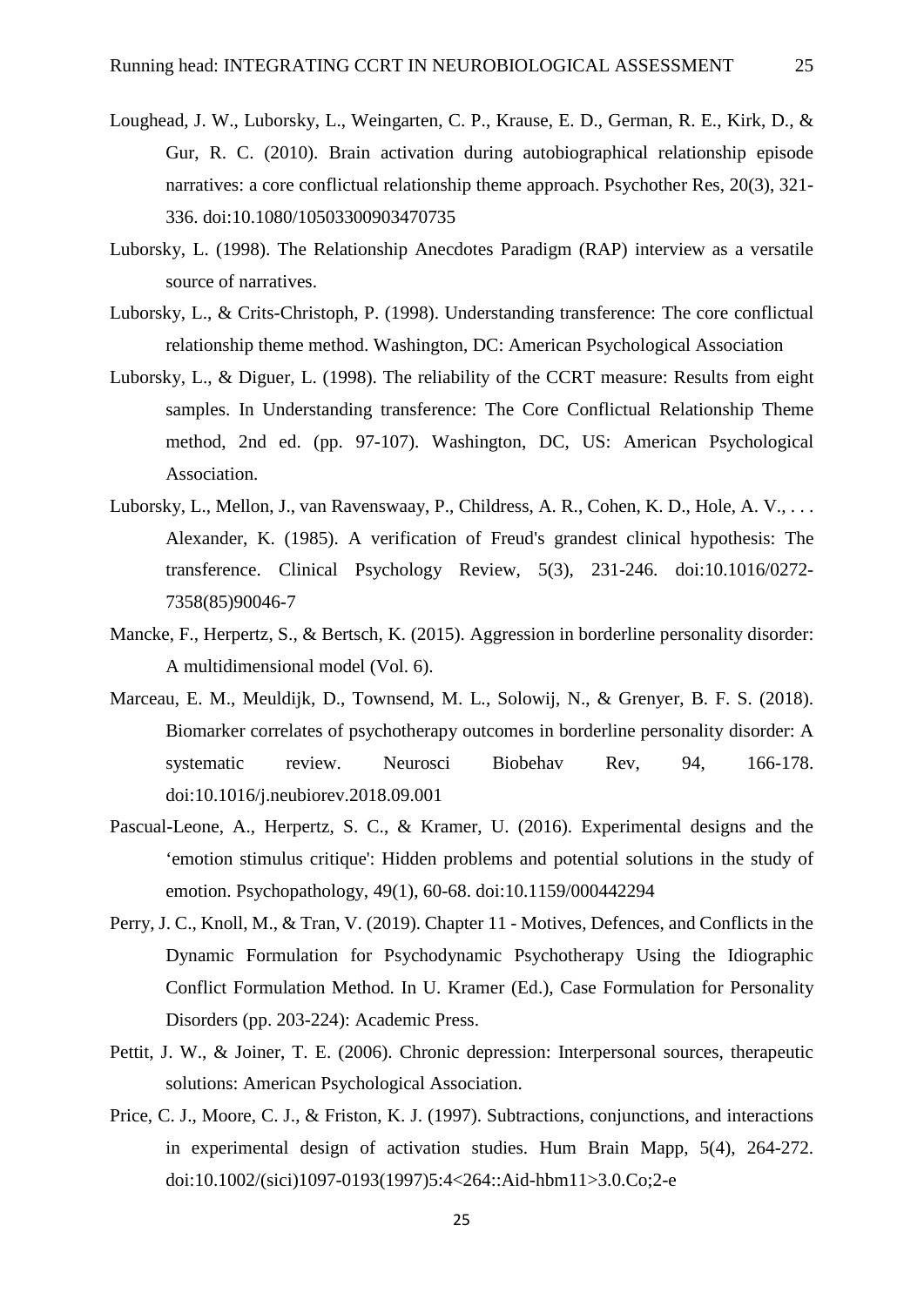Loughead, J. W., Luborsky, L., Weingarten, C. P., Krause, E. D., German, R. E., Kirk, D., & Gur, R. C. (2010). Brain activation during autobiographical relationship episode narratives: a core conflictual relationship theme approach. Psychother Res, 20(3), 321-336. doi:10.1080/10503300903470735

Luborsky, L. (1998). The Relationship Anecdotes Paradigm (RAP) interview as a versatile source of narratives.

Luborsky, L., & Crits-Christoph, P. (1998). Understanding transference: The core conflictual relationship theme method. Washington, DC: American Psychological Association

Luborsky, L., & Diguer, L. (1998). The reliability of the CCRT measure: Results from eight samples. In Understanding transference: The Core Conflictual Relationship Theme method, 2nd ed. (pp. 97-107). Washington, DC, US: American Psychological Association.

Luborsky, L., Mellon, J., van Ravenswaay, P., Childress, A. R., Cohen, K. D., Hole, A. V., . . . Alexander, K. (1985). A verification of Freud's grandest clinical hypothesis: The transference. Clinical Psychology Review, 5(3), 231-246. doi:10.1016/0272-7358(85)90046-7

Mancke, F., Herpertz, S., & Bertsch, K. (2015). Aggression in borderline personality disorder: A multidimensional model (Vol. 6).

Marceau, E. M., Meuldijk, D., Townsend, M. L., Solowij, N., & Grenyer, B. F. S. (2018). Biomarker correlates of psychotherapy outcomes in borderline personality disorder: A systematic review. Neurosci Biobehav Rev, 94, 166-178. doi:10.1016/j.neubiorev.2018.09.001

Pascual-Leone, A., Herpertz, S. C., & Kramer, U. (2016). Experimental designs and the 'emotion stimulus critique': Hidden problems and potential solutions in the study of emotion. Psychopathology, 49(1), 60-68. doi:10.1159/000442294

Perry, J. C., Knoll, M., & Tran, V. (2019). Chapter 11 - Motives, Defences, and Conflicts in the Dynamic Formulation for Psychodynamic Psychotherapy Using the Idiographic Conflict Formulation Method. In U. Kramer (Ed.), Case Formulation for Personality Disorders (pp. 203-224): Academic Press.

Pettit, J. W., & Joiner, T. E. (2006). Chronic depression: Interpersonal sources, therapeutic solutions: American Psychological Association.

Price, C. J., Moore, C. J., & Friston, K. J. (1997). Subtractions, conjunctions, and interactions in experimental design of activation studies. Hum Brain Mapp, 5(4), 264-272. doi:10.1002/(sici)1097-0193(1997)5:4<264::Aid-hbm11>3.0.Co;2-e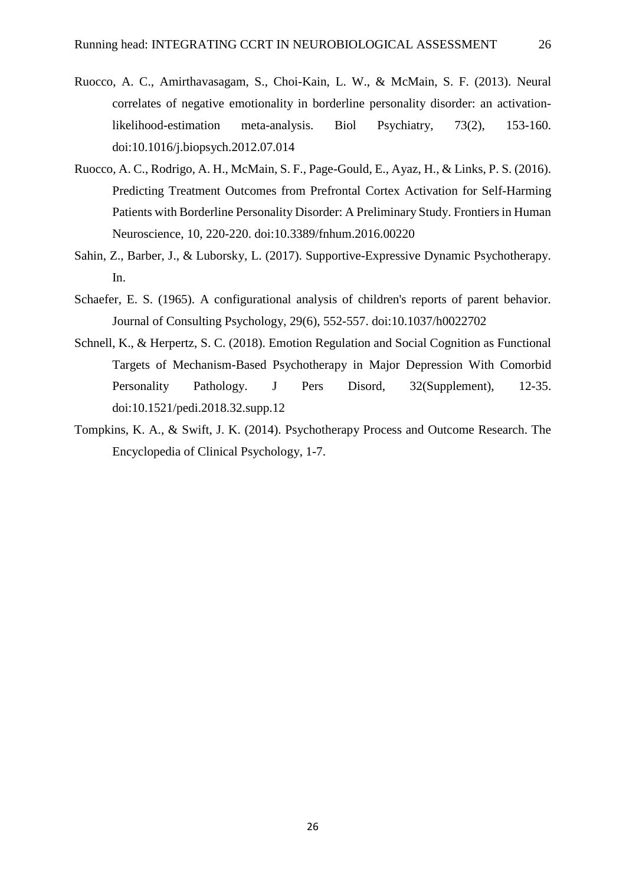Ruocco, A. C., Amirthavasagam, S., Choi-Kain, L. W., & McMain, S. F. (2013). Neural correlates of negative emotionality in borderline personality disorder: an activation-likelihood-estimation meta-analysis. Biol Psychiatry, 73(2), 153-160. doi:10.1016/j.biopsych.2012.07.014

Ruocco, A. C., Rodrigo, A. H., McMain, S. F., Page-Gould, E., Ayaz, H., & Links, P. S. (2016). Predicting Treatment Outcomes from Prefrontal Cortex Activation for Self-Harming Patients with Borderline Personality Disorder: A Preliminary Study. Frontiers in Human Neuroscience, 10, 220-220. doi:10.3389/fnhum.2016.00220

Sahin, Z., Barber, J., & Luborsky, L. (2017). Supportive-Expressive Dynamic Psychotherapy. In.

Schaefer, E. S. (1965). A configurational analysis of children's reports of parent behavior. Journal of Consulting Psychology, 29(6), 552-557. doi:10.1037/h0022702

Schnell, K., & Herpertz, S. C. (2018). Emotion Regulation and Social Cognition as Functional Targets of Mechanism-Based Psychotherapy in Major Depression With Comorbid Personality Pathology. J Pers Disord, 32(Supplement), 12-35. doi:10.1521/pedi.2018.32.supp.12

Tompkins, K. A., & Swift, J. K. (2014). Psychotherapy Process and Outcome Research. The Encyclopedia of Clinical Psychology, 1-7.